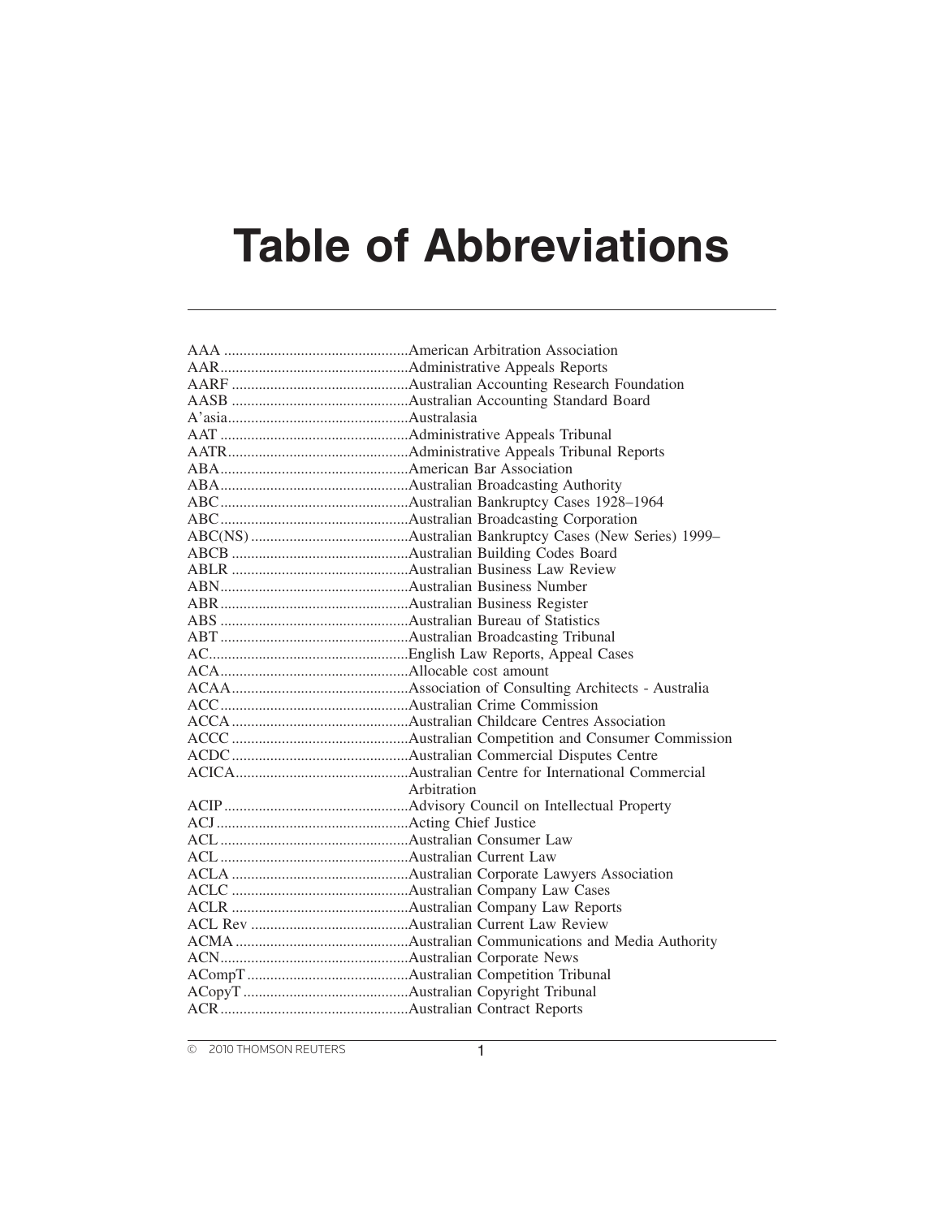# Table of Abbreviations

| Abbreviation | Meaning |
|---|---|
| AAA | American Arbitration Association |
| AAR | Administrative Appeals Reports |
| AARF | Australian Accounting Research Foundation |
| AASB | Australian Accounting Standard Board |
| A'asia | Australasia |
| AAT | Administrative Appeals Tribunal |
| AATR | Administrative Appeals Tribunal Reports |
| ABA | American Bar Association |
| ABA | Australian Broadcasting Authority |
| ABC | Australian Bankruptcy Cases 1928–1964 |
| ABC | Australian Broadcasting Corporation |
| ABC(NS) | Australian Bankruptcy Cases (New Series) 1999– |
| ABCB | Australian Building Codes Board |
| ABLR | Australian Business Law Review |
| ABN | Australian Business Number |
| ABR | Australian Business Register |
| ABS | Australian Bureau of Statistics |
| ABT | Australian Broadcasting Tribunal |
| AC | English Law Reports, Appeal Cases |
| ACA | Allocable cost amount |
| ACAA | Association of Consulting Architects - Australia |
| ACC | Australian Crime Commission |
| ACCA | Australian Childcare Centres Association |
| ACCC | Australian Competition and Consumer Commission |
| ACDC | Australian Commercial Disputes Centre |
| ACICA | Australian Centre for International Commercial Arbitration |
| ACIP | Advisory Council on Intellectual Property |
| ACJ | Acting Chief Justice |
| ACL | Australian Consumer Law |
| ACL | Australian Current Law |
| ACLA | Australian Corporate Lawyers Association |
| ACLC | Australian Company Law Cases |
| ACLR | Australian Company Law Reports |
| ACL Rev | Australian Current Law Review |
| ACMA | Australian Communications and Media Authority |
| ACN | Australian Corporate News |
| ACompT | Australian Competition Tribunal |
| ACopyT | Australian Copyright Tribunal |
| ACR | Australian Contract Reports |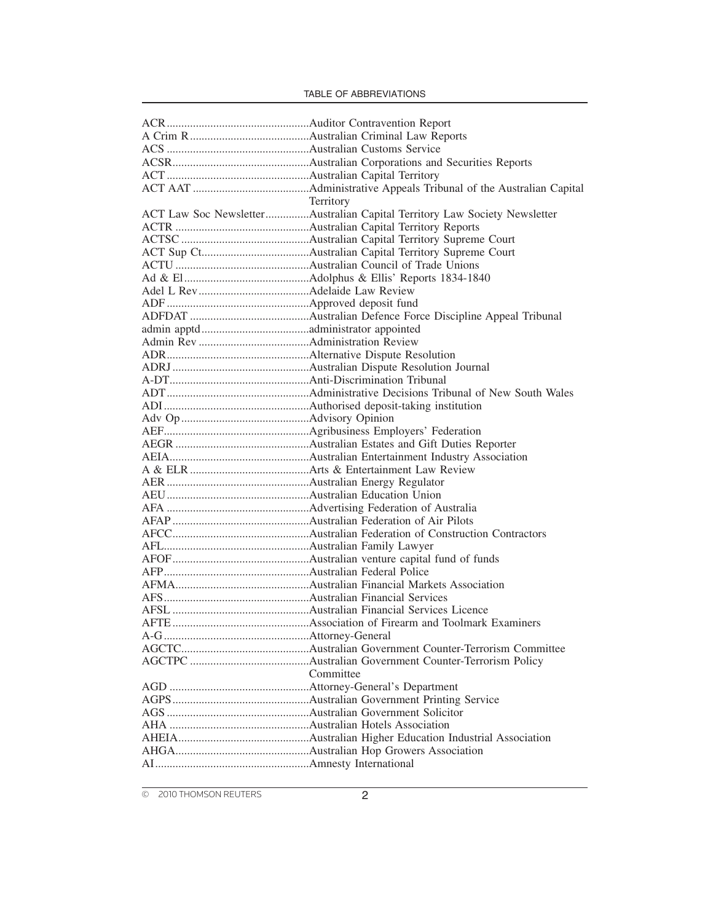| Abbreviation | Meaning |
|---|---|
| ACR | Auditor Contravention Report |
| A Crim R | Australian Criminal Law Reports |
| ACS | Australian Customs Service |
| ACSR | Australian Corporations and Securities Reports |
| ACT | Australian Capital Territory |
| ACT AAT | Administrative Appeals Tribunal of the Australian Capital Territory |
| ACT Law Soc Newsletter | Australian Capital Territory Law Society Newsletter |
| ACTR | Australian Capital Territory Reports |
| ACTSC | Australian Capital Territory Supreme Court |
| ACT Sup Ct | Australian Capital Territory Supreme Court |
| ACTU | Australian Council of Trade Unions |
| Ad & El | Adolphus & Ellis' Reports 1834-1840 |
| Adel L Rev | Adelaide Law Review |
| ADF | Approved deposit fund |
| ADFDAT | Australian Defence Force Discipline Appeal Tribunal |
| admin apptd | administrator appointed |
| Admin Rev | Administration Review |
| ADR | Alternative Dispute Resolution |
| ADRJ | Australian Dispute Resolution Journal |
| A-DT | Anti-Discrimination Tribunal |
| ADT | Administrative Decisions Tribunal of New South Wales |
| ADI | Authorised deposit-taking institution |
| Adv Op | Advisory Opinion |
| AEF | Agribusiness Employers' Federation |
| AEGR | Australian Estates and Gift Duties Reporter |
| AEIA | Australian Entertainment Industry Association |
| A & ELR | Arts & Entertainment Law Review |
| AER | Australian Energy Regulator |
| AEU | Australian Education Union |
| AFA | Advertising Federation of Australia |
| AFAP | Australian Federation of Air Pilots |
| AFCC | Australian Federation of Construction Contractors |
| AFL | Australian Family Lawyer |
| AFOF | Australian venture capital fund of funds |
| AFP | Australian Federal Police |
| AFMA | Australian Financial Markets Association |
| AFS | Australian Financial Services |
| AFSL | Australian Financial Services Licence |
| AFTE | Association of Firearm and Toolmark Examiners |
| A-G | Attorney-General |
| AGCTC | Australian Government Counter-Terrorism Committee |
| AGCTPC | Australian Government Counter-Terrorism Policy Committee |
| AGD | Attorney-General's Department |
| AGPS | Australian Government Printing Service |
| AGS | Australian Government Solicitor |
| AHA | Australian Hotels Association |
| AHEIA | Australian Higher Education Industrial Association |
| AHGA | Australian Hop Growers Association |
| AI | Amnesty International |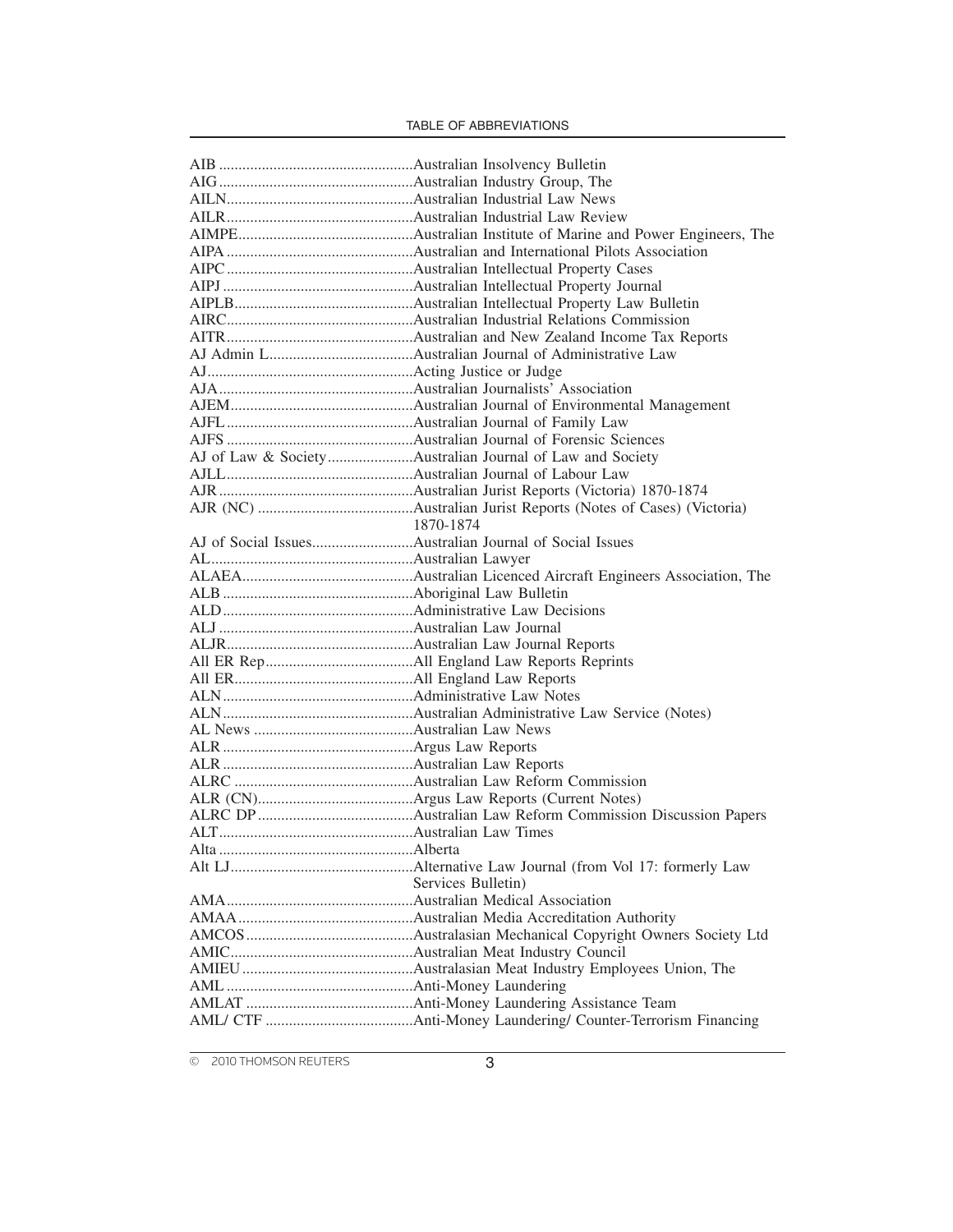| Abbreviation | Meaning |
|---|---|
| AIB | Australian Insolvency Bulletin |
| AIG | Australian Industry Group, The |
| AILN | Australian Industrial Law News |
| AILR | Australian Industrial Law Review |
| AIMPE | Australian Institute of Marine and Power Engineers, The |
| AIPA | Australian and International Pilots Association |
| AIPC | Australian Intellectual Property Cases |
| AIPJ | Australian Intellectual Property Journal |
| AIPLB | Australian Intellectual Property Law Bulletin |
| AIRC | Australian Industrial Relations Commission |
| AITR | Australian and New Zealand Income Tax Reports |
| AJ Admin L | Australian Journal of Administrative Law |
| AJ | Acting Justice or Judge |
| AJA | Australian Journalists' Association |
| AJEM | Australian Journal of Environmental Management |
| AJFL | Australian Journal of Family Law |
| AJFS | Australian Journal of Forensic Sciences |
| AJ of Law & Society | Australian Journal of Law and Society |
| AJLL | Australian Journal of Labour Law |
| AJR | Australian Jurist Reports (Victoria) 1870-1874 |
| AJR (NC) | Australian Jurist Reports (Notes of Cases) (Victoria) 1870-1874 |
| AJ of Social Issues | Australian Journal of Social Issues |
| AL | Australian Lawyer |
| ALAEA | Australian Licenced Aircraft Engineers Association, The |
| ALB | Aboriginal Law Bulletin |
| ALD | Administrative Law Decisions |
| ALJ | Australian Law Journal |
| ALJR | Australian Law Journal Reports |
| All ER Rep | All England Law Reports Reprints |
| All ER | All England Law Reports |
| ALN | Administrative Law Notes |
| ALN | Australian Administrative Law Service (Notes) |
| AL News | Australian Law News |
| ALR | Argus Law Reports |
| ALR | Australian Law Reports |
| ALRC | Australian Law Reform Commission |
| ALR (CN) | Argus Law Reports (Current Notes) |
| ALRC DP | Australian Law Reform Commission Discussion Papers |
| ALT | Australian Law Times |
| Alta | Alberta |
| Alt LJ | Alternative Law Journal (from Vol 17: formerly Law Services Bulletin) |
| AMA | Australian Medical Association |
| AMAA | Australian Media Accreditation Authority |
| AMCOS | Australasian Mechanical Copyright Owners Society Ltd |
| AMIC | Australian Meat Industry Council |
| AMIEU | Australasian Meat Industry Employees Union, The |
| AML | Anti-Money Laundering |
| AMLAT | Anti-Money Laundering Assistance Team |
| AML/ CTF | Anti-Money Laundering/ Counter-Terrorism Financing |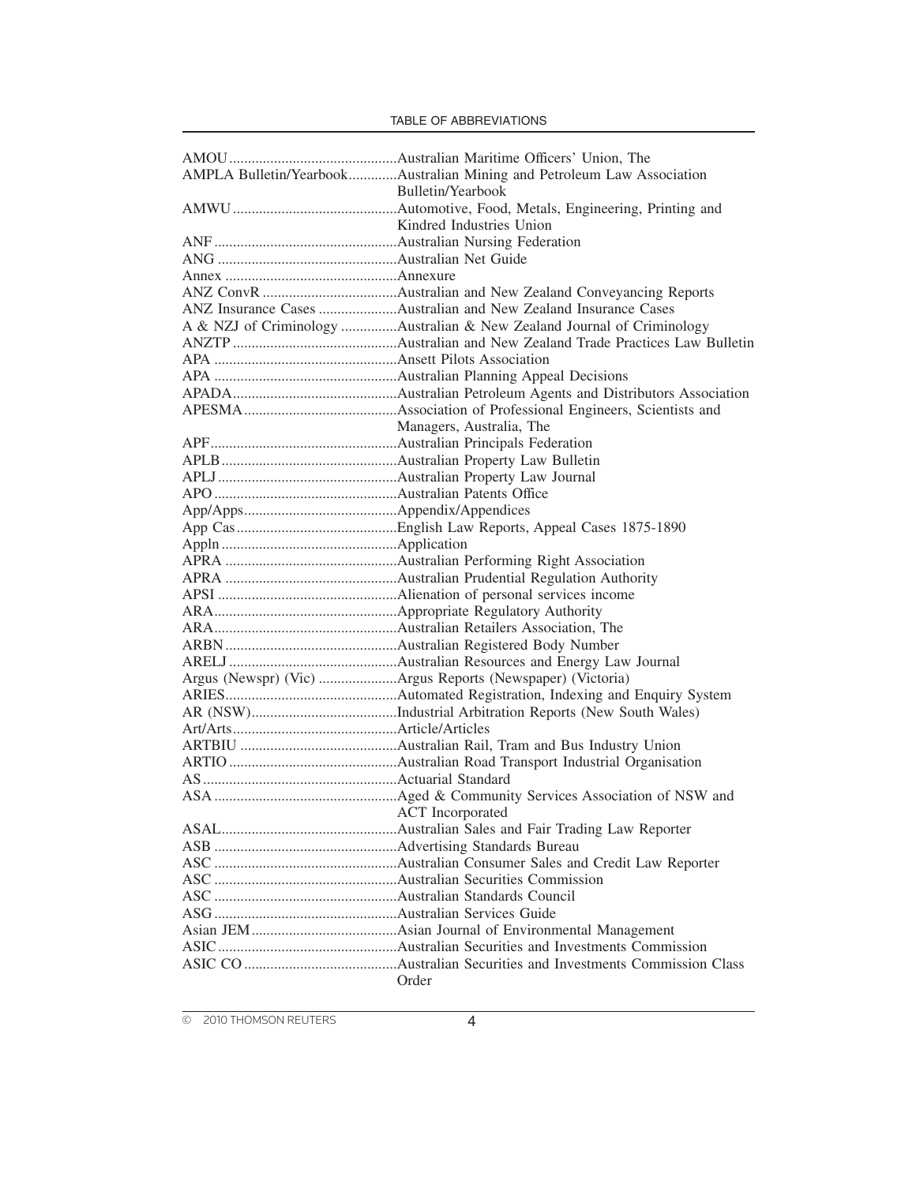| Abbreviation | Meaning |
|---|---|
| AMOU | Australian Maritime Officers' Union, The |
| AMPLA Bulletin/Yearbook | Australian Mining and Petroleum Law Association Bulletin/Yearbook |
| AMWU | Automotive, Food, Metals, Engineering, Printing and Kindred Industries Union |
| ANF | Australian Nursing Federation |
| ANG | Australian Net Guide |
| Annex | Annexure |
| ANZ ConvR | Australian and New Zealand Conveyancing Reports |
| ANZ Insurance Cases | Australian and New Zealand Insurance Cases |
| A & NZJ of Criminology | Australian & New Zealand Journal of Criminology |
| ANZTP | Australian and New Zealand Trade Practices Law Bulletin |
| APA | Ansett Pilots Association |
| APA | Australian Planning Appeal Decisions |
| APADA | Australian Petroleum Agents and Distributors Association |
| APESMA | Association of Professional Engineers, Scientists and Managers, Australia, The |
| APF | Australian Principals Federation |
| APLB | Australian Property Law Bulletin |
| APLJ | Australian Property Law Journal |
| APO | Australian Patents Office |
| App/Apps | Appendix/Appendices |
| App Cas | English Law Reports, Appeal Cases 1875-1890 |
| Appln | Application |
| APRA | Australian Performing Right Association |
| APRA | Australian Prudential Regulation Authority |
| APSI | Alienation of personal services income |
| ARA | Appropriate Regulatory Authority |
| ARA | Australian Retailers Association, The |
| ARBN | Australian Registered Body Number |
| ARELJ | Australian Resources and Energy Law Journal |
| Argus (Newspr) (Vic) | Argus Reports (Newspaper) (Victoria) |
| ARIES | Automated Registration, Indexing and Enquiry System |
| AR (NSW) | Industrial Arbitration Reports (New South Wales) |
| Art/Arts | Article/Articles |
| ARTBIU | Australian Rail, Tram and Bus Industry Union |
| ARTIO | Australian Road Transport Industrial Organisation |
| AS | Actuarial Standard |
| ASA | Aged & Community Services Association of NSW and ACT Incorporated |
| ASAL | Australian Sales and Fair Trading Law Reporter |
| ASB | Advertising Standards Bureau |
| ASC | Australian Consumer Sales and Credit Law Reporter |
| ASC | Australian Securities Commission |
| ASC | Australian Standards Council |
| ASG | Australian Services Guide |
| Asian JEM | Asian Journal of Environmental Management |
| ASIC | Australian Securities and Investments Commission |
| ASIC CO | Australian Securities and Investments Commission Class Order |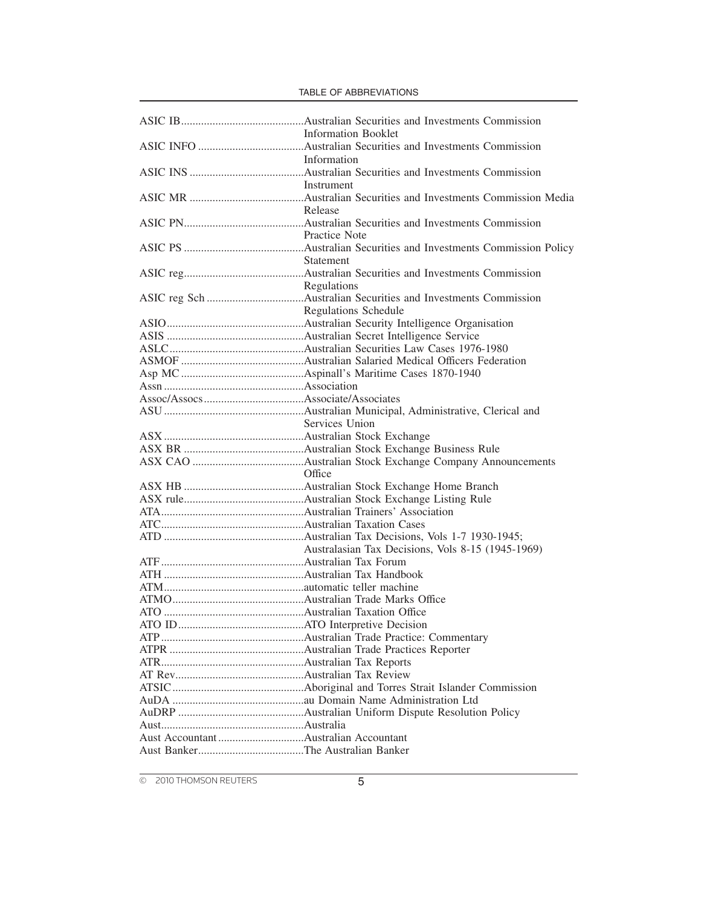| Abbreviation | Meaning |
|---|---|
| ASIC IB | Australian Securities and Investments Commission Information Booklet |
| ASIC INFO | Australian Securities and Investments Commission Information |
| ASIC INS | Australian Securities and Investments Commission Instrument |
| ASIC MR | Australian Securities and Investments Commission Media Release |
| ASIC PN | Australian Securities and Investments Commission Practice Note |
| ASIC PS | Australian Securities and Investments Commission Policy Statement |
| ASIC reg | Australian Securities and Investments Commission Regulations |
| ASIC reg Sch | Australian Securities and Investments Commission Regulations Schedule |
| ASIO | Australian Security Intelligence Organisation |
| ASIS | Australian Secret Intelligence Service |
| ASLC | Australian Securities Law Cases 1976-1980 |
| ASMOF | Australian Salaried Medical Officers Federation |
| Asp MC | Aspinall's Maritime Cases 1870-1940 |
| Assn | Association |
| Assoc/Assocs | Associate/Associates |
| ASU | Australian Municipal, Administrative, Clerical and Services Union |
| ASX | Australian Stock Exchange |
| ASX BR | Australian Stock Exchange Business Rule |
| ASX CAO | Australian Stock Exchange Company Announcements Office |
| ASX HB | Australian Stock Exchange Home Branch |
| ASX rule | Australian Stock Exchange Listing Rule |
| ATA | Australian Trainers' Association |
| ATC | Australian Taxation Cases |
| ATD | Australian Tax Decisions, Vols 1-7 1930-1945; Australasian Tax Decisions, Vols 8-15 (1945-1969) |
| ATF | Australian Tax Forum |
| ATH | Australian Tax Handbook |
| ATM | automatic teller machine |
| ATMO | Australian Trade Marks Office |
| ATO | Australian Taxation Office |
| ATO ID | ATO Interpretive Decision |
| ATP | Australian Trade Practice: Commentary |
| ATPR | Australian Trade Practices Reporter |
| ATR | Australian Tax Reports |
| AT Rev | Australian Tax Review |
| ATSIC | Aboriginal and Torres Strait Islander Commission |
| AuDA | au Domain Name Administration Ltd |
| AuDRP | Australian Uniform Dispute Resolution Policy |
| Aust | Australia |
| Aust Accountant | Australian Accountant |
| Aust Banker | The Australian Banker |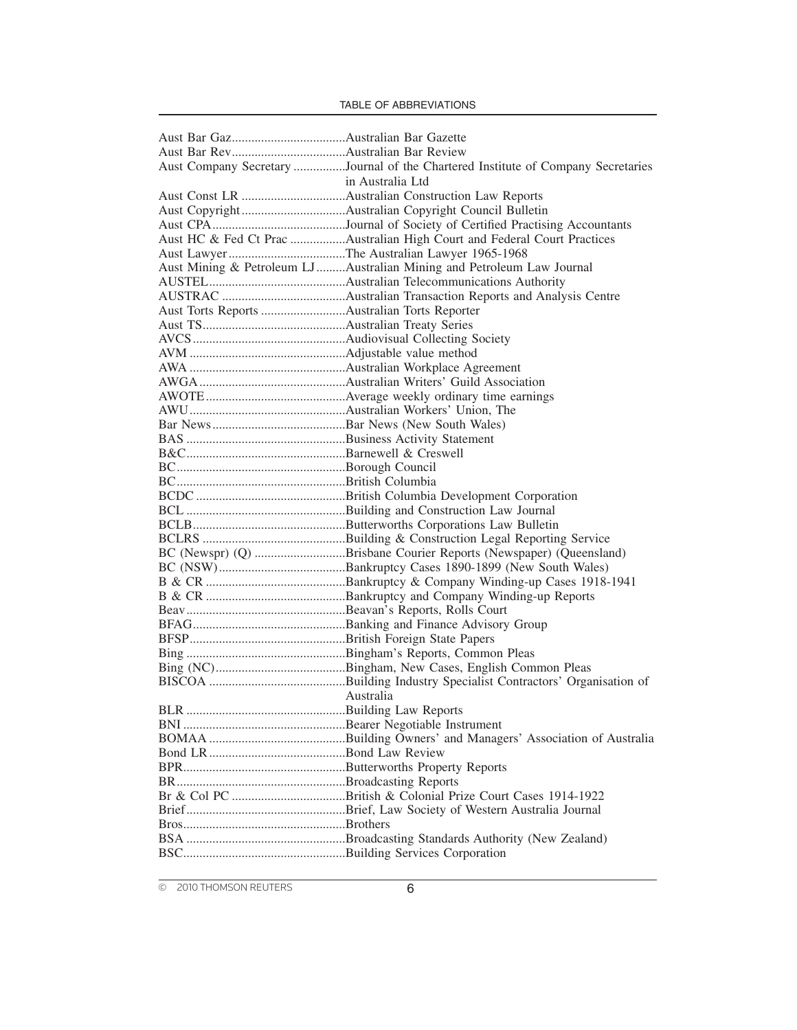| | |
|---|---|
| Aust Bar Gaz | Australian Bar Gazette |
| Aust Bar Rev | Australian Bar Review |
| Aust Company Secretary | Journal of the Chartered Institute of Company Secretaries in Australia Ltd |
| Aust Const LR | Australian Construction Law Reports |
| Aust Copyright | Australian Copyright Council Bulletin |
| Aust CPA | Journal of Society of Certified Practising Accountants |
| Aust HC & Fed Ct Prac | Australian High Court and Federal Court Practices |
| Aust Lawyer | The Australian Lawyer 1965-1968 |
| Aust Mining & Petroleum LJ | Australian Mining and Petroleum Law Journal |
| AUSTEL | Australian Telecommunications Authority |
| AUSTRAC | Australian Transaction Reports and Analysis Centre |
| Aust Torts Reports | Australian Torts Reporter |
| Aust TS | Australian Treaty Series |
| AVCS | Audiovisual Collecting Society |
| AVM | Adjustable value method |
| AWA | Australian Workplace Agreement |
| AWGA | Australian Writers' Guild Association |
| AWOTE | Average weekly ordinary time earnings |
| AWU | Australian Workers' Union, The |
| Bar News | Bar News (New South Wales) |
| BAS | Business Activity Statement |
| B&C | Barnewell & Creswell |
| BC | Borough Council |
| BC | British Columbia |
| BCDC | British Columbia Development Corporation |
| BCL | Building and Construction Law Journal |
| BCLB | Butterworths Corporations Law Bulletin |
| BCLRS | Building & Construction Legal Reporting Service |
| BC (Newspr) (Q) | Brisbane Courier Reports (Newspaper) (Queensland) |
| BC (NSW) | Bankruptcy Cases 1890-1899 (New South Wales) |
| B & CR | Bankruptcy & Company Winding-up Cases 1918-1941 |
| B & CR | Bankruptcy and Company Winding-up Reports |
| Beav | Beavan's Reports, Rolls Court |
| BFAG | Banking and Finance Advisory Group |
| BFSP | British Foreign State Papers |
| Bing | Bingham's Reports, Common Pleas |
| Bing (NC) | Bingham, New Cases, English Common Pleas |
| BISCOA | Building Industry Specialist Contractors' Organisation of Australia |
| BLR | Building Law Reports |
| BNI | Bearer Negotiable Instrument |
| BOMAA | Building Owners' and Managers' Association of Australia |
| Bond LR | Bond Law Review |
| BPR | Butterworths Property Reports |
| BR | Broadcasting Reports |
| Br & Col PC | British & Colonial Prize Court Cases 1914-1922 |
| Brief | Brief, Law Society of Western Australia Journal |
| Bros | Brothers |
| BSA | Broadcasting Standards Authority (New Zealand) |
| BSC | Building Services Corporation |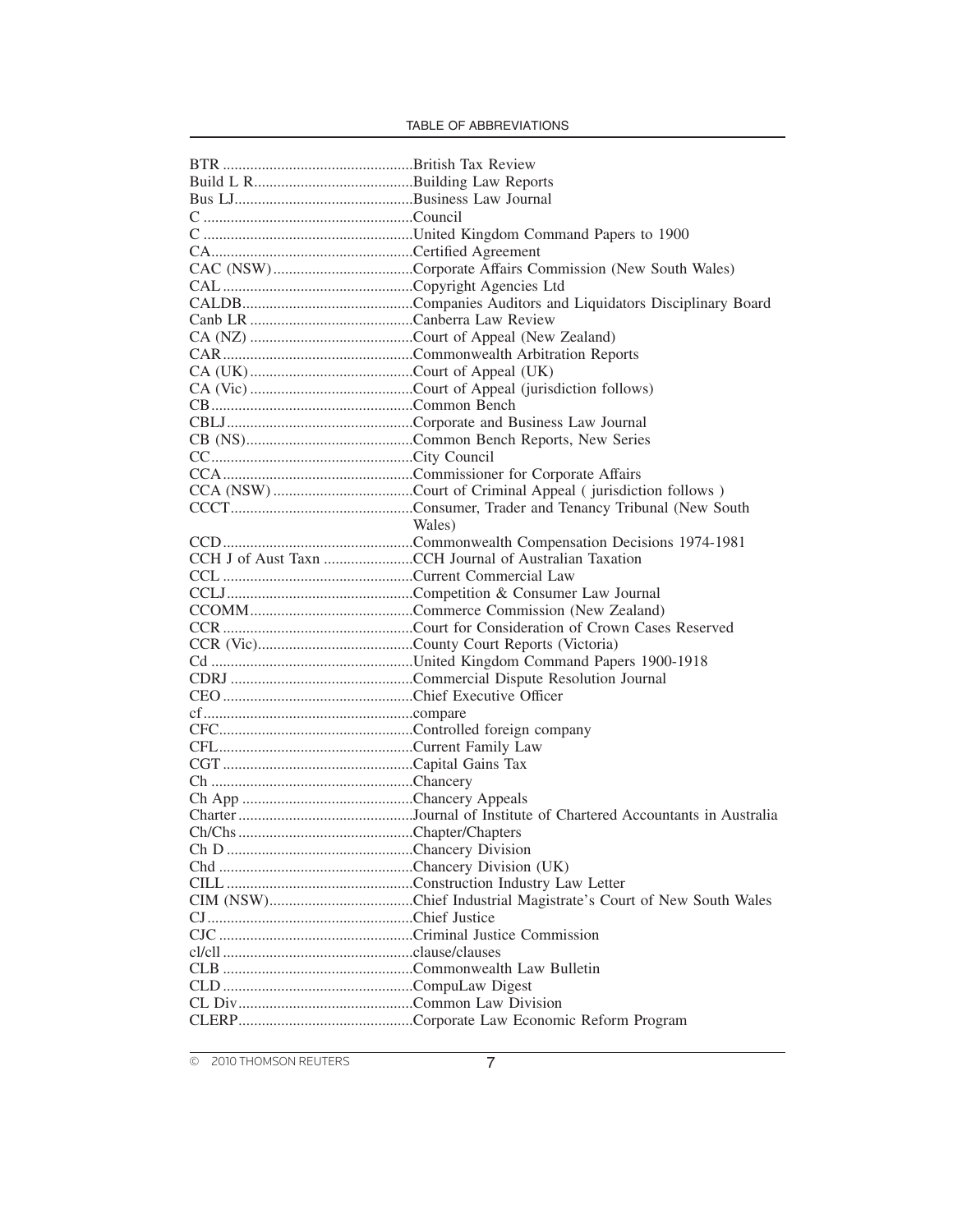| Abbreviation | Meaning |
|---|---|
| BTR | British Tax Review |
| Build L R | Building Law Reports |
| Bus LJ | Business Law Journal |
| C | Council |
| C | United Kingdom Command Papers to 1900 |
| CA | Certified Agreement |
| CAC (NSW) | Corporate Affairs Commission (New South Wales) |
| CAL | Copyright Agencies Ltd |
| CALDB | Companies Auditors and Liquidators Disciplinary Board |
| Canb LR | Canberra Law Review |
| CA (NZ) | Court of Appeal (New Zealand) |
| CAR | Commonwealth Arbitration Reports |
| CA (UK) | Court of Appeal (UK) |
| CA (Vic) | Court of Appeal (jurisdiction follows) |
| CB | Common Bench |
| CBLJ | Corporate and Business Law Journal |
| CB (NS) | Common Bench Reports, New Series |
| CC | City Council |
| CCA | Commissioner for Corporate Affairs |
| CCA (NSW) | Court of Criminal Appeal ( jurisdiction follows ) |
| CCCT | Consumer, Trader and Tenancy Tribunal (New South Wales) |
| CCD | Commonwealth Compensation Decisions 1974-1981 |
| CCH J of Aust Taxn | CCH Journal of Australian Taxation |
| CCL | Current Commercial Law |
| CCLJ | Competition & Consumer Law Journal |
| CCOMM | Commerce Commission (New Zealand) |
| CCR | Court for Consideration of Crown Cases Reserved |
| CCR (Vic) | County Court Reports (Victoria) |
| Cd | United Kingdom Command Papers 1900-1918 |
| CDRJ | Commercial Dispute Resolution Journal |
| CEO | Chief Executive Officer |
| cf | compare |
| CFC | Controlled foreign company |
| CFL | Current Family Law |
| CGT | Capital Gains Tax |
| Ch | Chancery |
| Ch App | Chancery Appeals |
| Charter | Journal of Institute of Chartered Accountants in Australia |
| Ch/Chs | Chapter/Chapters |
| Ch D | Chancery Division |
| Chd | Chancery Division (UK) |
| CILL | Construction Industry Law Letter |
| CIM (NSW) | Chief Industrial Magistrate's Court of New South Wales |
| CJ | Chief Justice |
| CJC | Criminal Justice Commission |
| cl/cll | clause/clauses |
| CLB | Commonwealth Law Bulletin |
| CLD | CompuLaw Digest |
| CL Div | Common Law Division |
| CLERP | Corporate Law Economic Reform Program |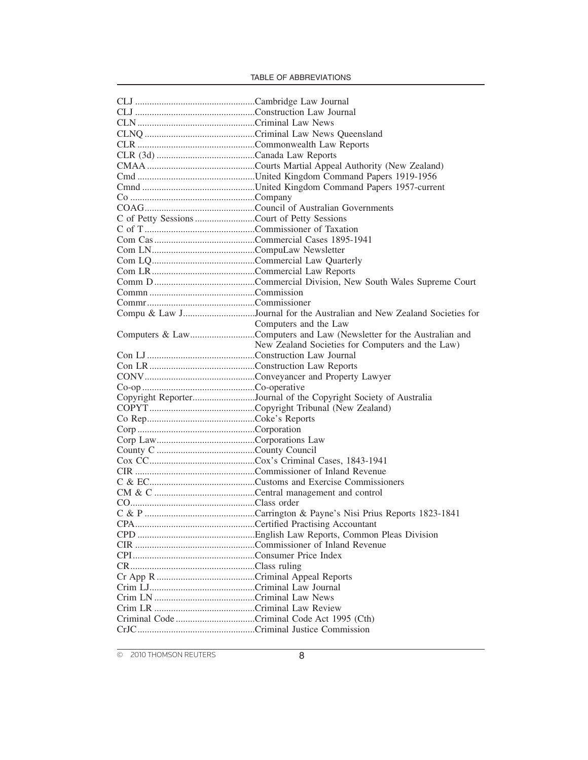| Abbreviation | Meaning |
| --- | --- |
| CLJ | Cambridge Law Journal |
| CLJ | Construction Law Journal |
| CLN | Criminal Law News |
| CLNQ | Criminal Law News Queensland |
| CLR | Commonwealth Law Reports |
| CLR (3d) | Canada Law Reports |
| CMAA | Courts Martial Appeal Authority (New Zealand) |
| Cmd | United Kingdom Command Papers 1919-1956 |
| Cmnd | United Kingdom Command Papers 1957-current |
| Co | Company |
| COAG | Council of Australian Governments |
| C of Petty Sessions | Court of Petty Sessions |
| C of T | Commissioner of Taxation |
| Com Cas | Commercial Cases 1895-1941 |
| Com LN | CompuLaw Newsletter |
| Com LQ | Commercial Law Quarterly |
| Com LR | Commercial Law Reports |
| Comm D | Commercial Division, New South Wales Supreme Court |
| Commn | Commission |
| Commr | Commissioner |
| Compu & Law J | Journal for the Australian and New Zealand Societies for Computers and the Law |
| Computers & Law | Computers and Law (Newsletter for the Australian and New Zealand Societies for Computers and the Law) |
| Con LJ | Construction Law Journal |
| Con LR | Construction Law Reports |
| CONV | Conveyancer and Property Lawyer |
| Co-op | Co-operative |
| Copyright Reporter | Journal of the Copyright Society of Australia |
| COPYT | Copyright Tribunal (New Zealand) |
| Co Rep | Coke's Reports |
| Corp | Corporation |
| Corp Law | Corporations Law |
| County C | County Council |
| Cox CC | Cox's Criminal Cases, 1843-1941 |
| CIR | Commissioner of Inland Revenue |
| C & EC | Customs and Exercise Commissioners |
| CM & C | Central management and control |
| CO | Class order |
| C & P | Carrington & Payne's Nisi Prius Reports 1823-1841 |
| CPA | Certified Practising Accountant |
| CPD | English Law Reports, Common Pleas Division |
| CIR | Commissioner of Inland Revenue |
| CPI | Consumer Price Index |
| CR | Class ruling |
| Cr App R | Criminal Appeal Reports |
| Crim LJ | Criminal Law Journal |
| Crim LN | Criminal Law News |
| Crim LR | Criminal Law Review |
| Criminal Code | Criminal Code Act 1995 (Cth) |
| CrJC | Criminal Justice Commission |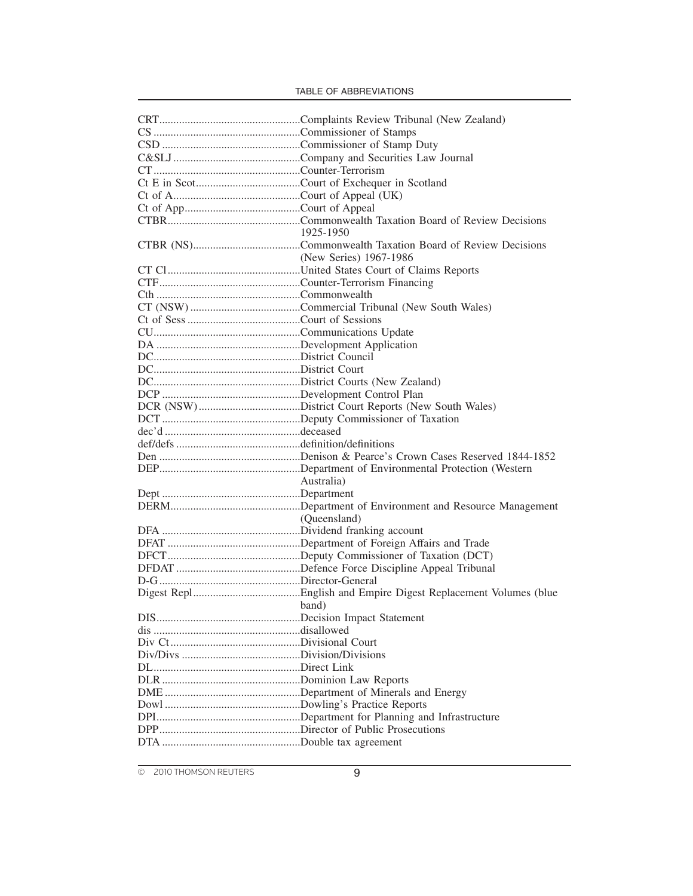| Abbreviation | Meaning |
|---|---|
| CRT | Complaints Review Tribunal (New Zealand) |
| CS | Commissioner of Stamps |
| CSD | Commissioner of Stamp Duty |
| C&SLJ | Company and Securities Law Journal |
| CT | Counter-Terrorism |
| Ct E in Scot | Court of Exchequer in Scotland |
| Ct of A | Court of Appeal (UK) |
| Ct of App | Court of Appeal |
| CTBR | Commonwealth Taxation Board of Review Decisions 1925-1950 |
| CTBR (NS) | Commonwealth Taxation Board of Review Decisions (New Series) 1967-1986 |
| CT Cl | United States Court of Claims Reports |
| CTF | Counter-Terrorism Financing |
| Cth | Commonwealth |
| CT (NSW) | Commercial Tribunal (New South Wales) |
| Ct of Sess | Court of Sessions |
| CU | Communications Update |
| DA | Development Application |
| DC | District Council |
| DC | District Court |
| DC | District Courts (New Zealand) |
| DCP | Development Control Plan |
| DCR (NSW) | District Court Reports (New South Wales) |
| DCT | Deputy Commissioner of Taxation |
| dec'd | deceased |
| def/defs | definition/definitions |
| Den | Denison & Pearce's Crown Cases Reserved 1844-1852 |
| DEP | Department of Environmental Protection (Western Australia) |
| Dept | Department |
| DERM | Department of Environment and Resource Management (Queensland) |
| DFA | Dividend franking account |
| DFAT | Department of Foreign Affairs and Trade |
| DFCT | Deputy Commissioner of Taxation (DCT) |
| DFDAT | Defence Force Discipline Appeal Tribunal |
| D-G | Director-General |
| Digest Repl | English and Empire Digest Replacement Volumes (blue band) |
| DIS | Decision Impact Statement |
| dis | disallowed |
| Div Ct | Divisional Court |
| Div/Divs | Division/Divisions |
| DL | Direct Link |
| DLR | Dominion Law Reports |
| DME | Department of Minerals and Energy |
| Dowl | Dowling's Practice Reports |
| DPI | Department for Planning and Infrastructure |
| DPP | Director of Public Prosecutions |
| DTA | Double tax agreement |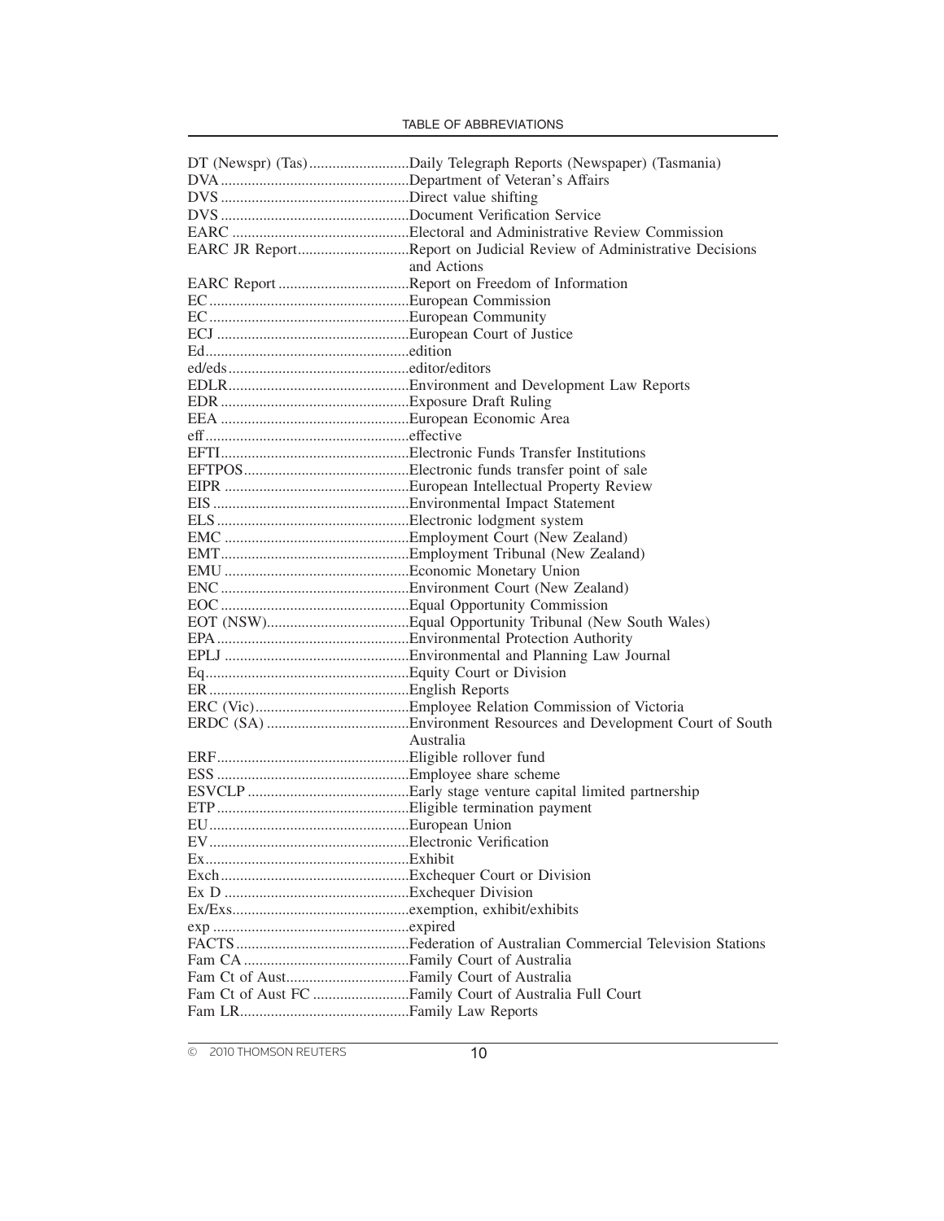| Abbreviation | Meaning |
|---|---|
| DT (Newspr) (Tas) | Daily Telegraph Reports (Newspaper) (Tasmania) |
| DVA | Department of Veteran's Affairs |
| DVS | Direct value shifting |
| DVS | Document Verification Service |
| EARC | Electoral and Administrative Review Commission |
| EARC JR Report | Report on Judicial Review of Administrative Decisions and Actions |
| EARC Report | Report on Freedom of Information |
| EC | European Commission |
| EC | European Community |
| ECJ | European Court of Justice |
| Ed | edition |
| ed/eds | editor/editors |
| EDLR | Environment and Development Law Reports |
| EDR | Exposure Draft Ruling |
| EEA | European Economic Area |
| eff | effective |
| EFTI | Electronic Funds Transfer Institutions |
| EFTPOS | Electronic funds transfer point of sale |
| EIPR | European Intellectual Property Review |
| EIS | Environmental Impact Statement |
| ELS | Electronic lodgment system |
| EMC | Employment Court (New Zealand) |
| EMT | Employment Tribunal (New Zealand) |
| EMU | Economic Monetary Union |
| ENC | Environment Court (New Zealand) |
| EOC | Equal Opportunity Commission |
| EOT (NSW) | Equal Opportunity Tribunal (New South Wales) |
| EPA | Environmental Protection Authority |
| EPLJ | Environmental and Planning Law Journal |
| Eq | Equity Court or Division |
| ER | English Reports |
| ERC (Vic) | Employee Relation Commission of Victoria |
| ERDC (SA) | Environment Resources and Development Court of South Australia |
| ERF | Eligible rollover fund |
| ESS | Employee share scheme |
| ESVCLP | Early stage venture capital limited partnership |
| ETP | Eligible termination payment |
| EU | European Union |
| EV | Electronic Verification |
| Ex | Exhibit |
| Exch | Exchequer Court or Division |
| Ex D | Exchequer Division |
| Ex/Exs | exemption, exhibit/exhibits |
| exp | expired |
| FACTS | Federation of Australian Commercial Television Stations |
| Fam CA | Family Court of Australia |
| Fam Ct of Aust | Family Court of Australia |
| Fam Ct of Aust FC | Family Court of Australia Full Court |
| Fam LR | Family Law Reports |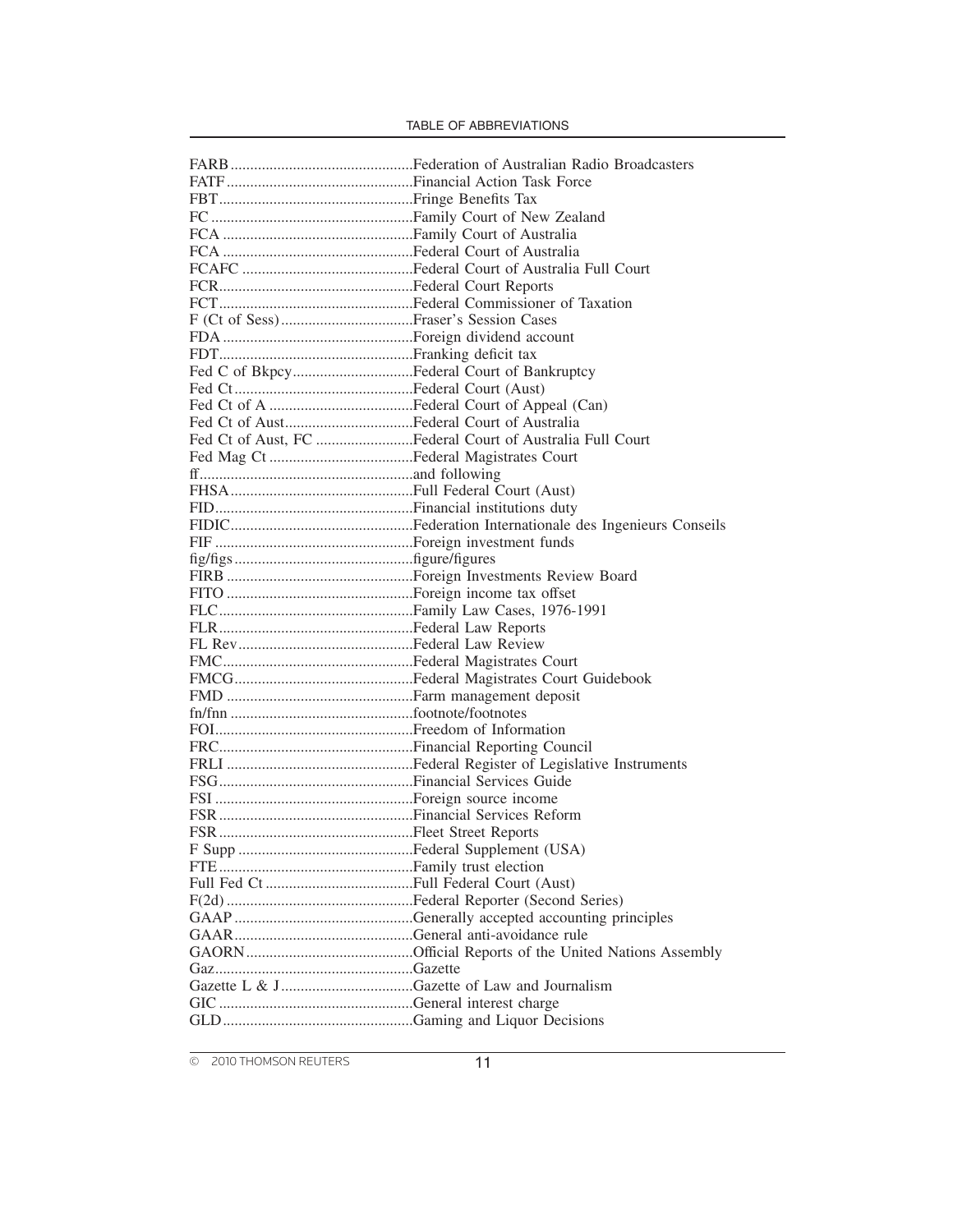| Abbreviation | Meaning |
|---|---|
| FARB | Federation of Australian Radio Broadcasters |
| FATF | Financial Action Task Force |
| FBT | Fringe Benefits Tax |
| FC | Family Court of New Zealand |
| FCA | Family Court of Australia |
| FCA | Federal Court of Australia |
| FCAFC | Federal Court of Australia Full Court |
| FCR | Federal Court Reports |
| FCT | Federal Commissioner of Taxation |
| F (Ct of Sess) | Fraser's Session Cases |
| FDA | Foreign dividend account |
| FDT | Franking deficit tax |
| Fed C of Bkpcy | Federal Court of Bankruptcy |
| Fed Ct | Federal Court (Aust) |
| Fed Ct of A | Federal Court of Appeal (Can) |
| Fed Ct of Aust | Federal Court of Australia |
| Fed Ct of Aust, FC | Federal Court of Australia Full Court |
| Fed Mag Ct | Federal Magistrates Court |
| ff | and following |
| FHSA | Full Federal Court (Aust) |
| FID | Financial institutions duty |
| FIDIC | Federation Internationale des Ingenieurs Conseils |
| FIF | Foreign investment funds |
| fig/figs | figure/figures |
| FIRB | Foreign Investments Review Board |
| FITO | Foreign income tax offset |
| FLC | Family Law Cases, 1976-1991 |
| FLR | Federal Law Reports |
| FL Rev | Federal Law Review |
| FMC | Federal Magistrates Court |
| FMCG | Federal Magistrates Court Guidebook |
| FMD | Farm management deposit |
| fn/fnn | footnote/footnotes |
| FOI | Freedom of Information |
| FRC | Financial Reporting Council |
| FRLI | Federal Register of Legislative Instruments |
| FSG | Financial Services Guide |
| FSI | Foreign source income |
| FSR | Financial Services Reform |
| FSR | Fleet Street Reports |
| F Supp | Federal Supplement (USA) |
| FTE | Family trust election |
| Full Fed Ct | Full Federal Court (Aust) |
| F(2d) | Federal Reporter (Second Series) |
| GAAP | Generally accepted accounting principles |
| GAAR | General anti-avoidance rule |
| GAORN | Official Reports of the United Nations Assembly |
| Gaz | Gazette |
| Gazette L & J | Gazette of Law and Journalism |
| GIC | General interest charge |
| GLD | Gaming and Liquor Decisions |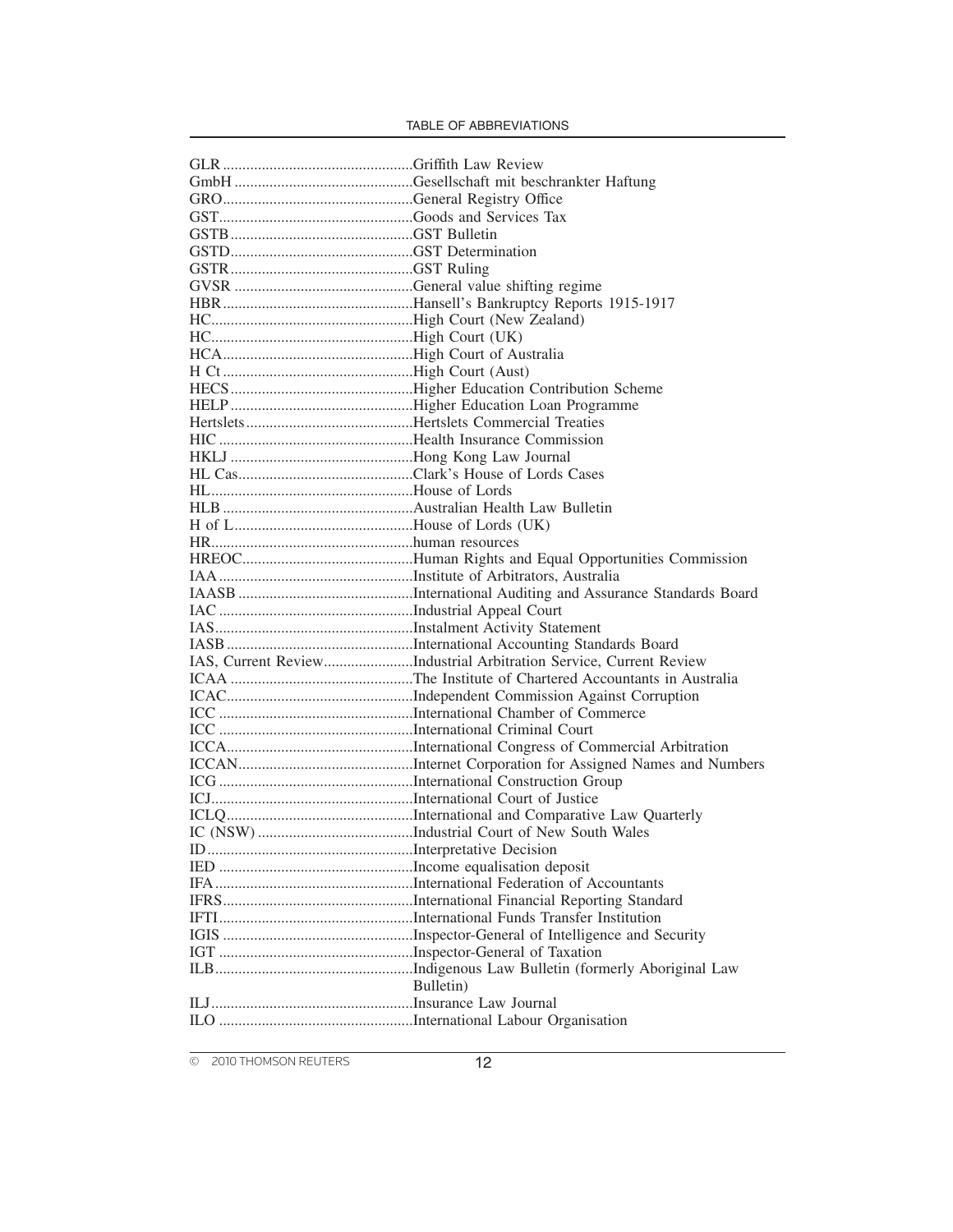| Abbreviation | Meaning |
|---|---|
| GLR | Griffith Law Review |
| GmbH | Gesellschaft mit beschrankter Haftung |
| GRO | General Registry Office |
| GST | Goods and Services Tax |
| GSTB | GST Bulletin |
| GSTD | GST Determination |
| GSTR | GST Ruling |
| GVSR | General value shifting regime |
| HBR | Hansell's Bankruptcy Reports 1915-1917 |
| HC | High Court (New Zealand) |
| HC | High Court (UK) |
| HCA | High Court of Australia |
| H Ct | High Court (Aust) |
| HECS | Higher Education Contribution Scheme |
| HELP | Higher Education Loan Programme |
| Hertslets | Hertslets Commercial Treaties |
| HIC | Health Insurance Commission |
| HKLJ | Hong Kong Law Journal |
| HL Cas | Clark's House of Lords Cases |
| HL | House of Lords |
| HLB | Australian Health Law Bulletin |
| H of L | House of Lords (UK) |
| HR | human resources |
| HREOC | Human Rights and Equal Opportunities Commission |
| IAA | Institute of Arbitrators, Australia |
| IAASB | International Auditing and Assurance Standards Board |
| IAC | Industrial Appeal Court |
| IAS | Instalment Activity Statement |
| IASB | International Accounting Standards Board |
| IAS, Current Review | Industrial Arbitration Service, Current Review |
| ICAA | The Institute of Chartered Accountants in Australia |
| ICAC | Independent Commission Against Corruption |
| ICC | International Chamber of Commerce |
| ICC | International Criminal Court |
| ICCA | International Congress of Commercial Arbitration |
| ICCAN | Internet Corporation for Assigned Names and Numbers |
| ICG | International Construction Group |
| ICJ | International Court of Justice |
| ICLQ | International and Comparative Law Quarterly |
| IC (NSW) | Industrial Court of New South Wales |
| ID | Interpretative Decision |
| IED | Income equalisation deposit |
| IFA | International Federation of Accountants |
| IFRS | International Financial Reporting Standard |
| IFTI | International Funds Transfer Institution |
| IGIS | Inspector-General of Intelligence and Security |
| IGT | Inspector-General of Taxation |
| ILB | Indigenous Law Bulletin (formerly Aboriginal Law Bulletin) |
| ILJ | Insurance Law Journal |
| ILO | International Labour Organisation |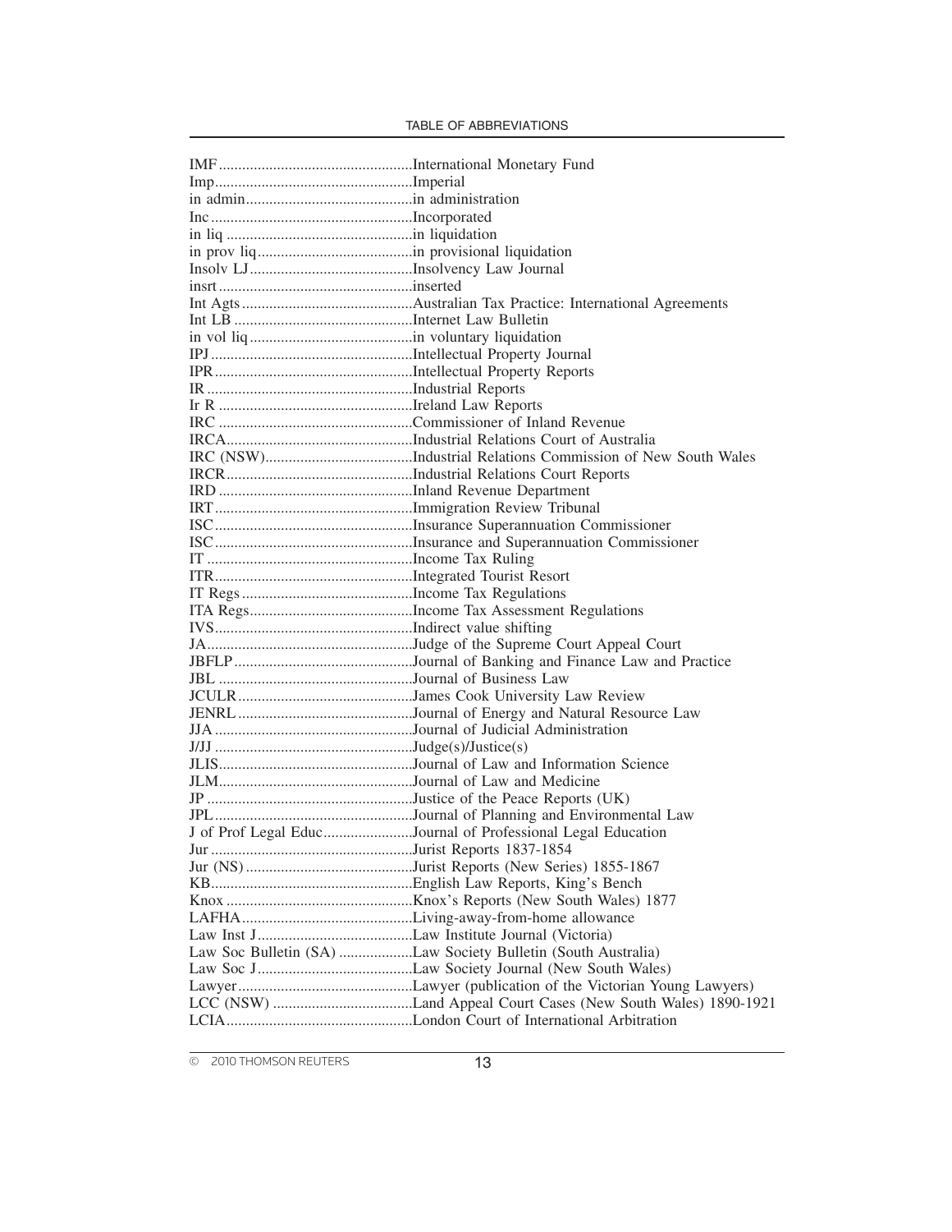| Abbreviation | Meaning |
|---|---|
| IMF | International Monetary Fund |
| Imp | Imperial |
| in admin | in administration |
| Inc | Incorporated |
| in liq | in liquidation |
| in prov liq | in provisional liquidation |
| Insolv LJ | Insolvency Law Journal |
| insrt | inserted |
| Int Agts | Australian Tax Practice: International Agreements |
| Int LB | Internet Law Bulletin |
| in vol liq | in voluntary liquidation |
| IPJ | Intellectual Property Journal |
| IPR | Intellectual Property Reports |
| IR | Industrial Reports |
| Ir R | Ireland Law Reports |
| IRC | Commissioner of Inland Revenue |
| IRCA | Industrial Relations Court of Australia |
| IRC (NSW) | Industrial Relations Commission of New South Wales |
| IRCR | Industrial Relations Court Reports |
| IRD | Inland Revenue Department |
| IRT | Immigration Review Tribunal |
| ISC | Insurance Superannuation Commissioner |
| ISC | Insurance and Superannuation Commissioner |
| IT | Income Tax Ruling |
| ITR | Integrated Tourist Resort |
| IT Regs | Income Tax Regulations |
| ITA Regs | Income Tax Assessment Regulations |
| IVS | Indirect value shifting |
| JA | Judge of the Supreme Court Appeal Court |
| JBFLP | Journal of Banking and Finance Law and Practice |
| JBL | Journal of Business Law |
| JCULR | James Cook University Law Review |
| JENRL | Journal of Energy and Natural Resource Law |
| JJA | Journal of Judicial Administration |
| J/JJ | Judge(s)/Justice(s) |
| JLIS | Journal of Law and Information Science |
| JLM | Journal of Law and Medicine |
| JP | Justice of the Peace Reports (UK) |
| JPL | Journal of Planning and Environmental Law |
| J of Prof Legal Educ | Journal of Professional Legal Education |
| Jur | Jurist Reports 1837-1854 |
| Jur (NS) | Jurist Reports (New Series) 1855-1867 |
| KB | English Law Reports, King's Bench |
| Knox | Knox's Reports (New South Wales) 1877 |
| LAFHA | Living-away-from-home allowance |
| Law Inst J | Law Institute Journal (Victoria) |
| Law Soc Bulletin (SA) | Law Society Bulletin (South Australia) |
| Law Soc J | Law Society Journal (New South Wales) |
| Lawyer | Lawyer (publication of the Victorian Young Lawyers) |
| LCC (NSW) | Land Appeal Court Cases (New South Wales) 1890-1921 |
| LCIA | London Court of International Arbitration |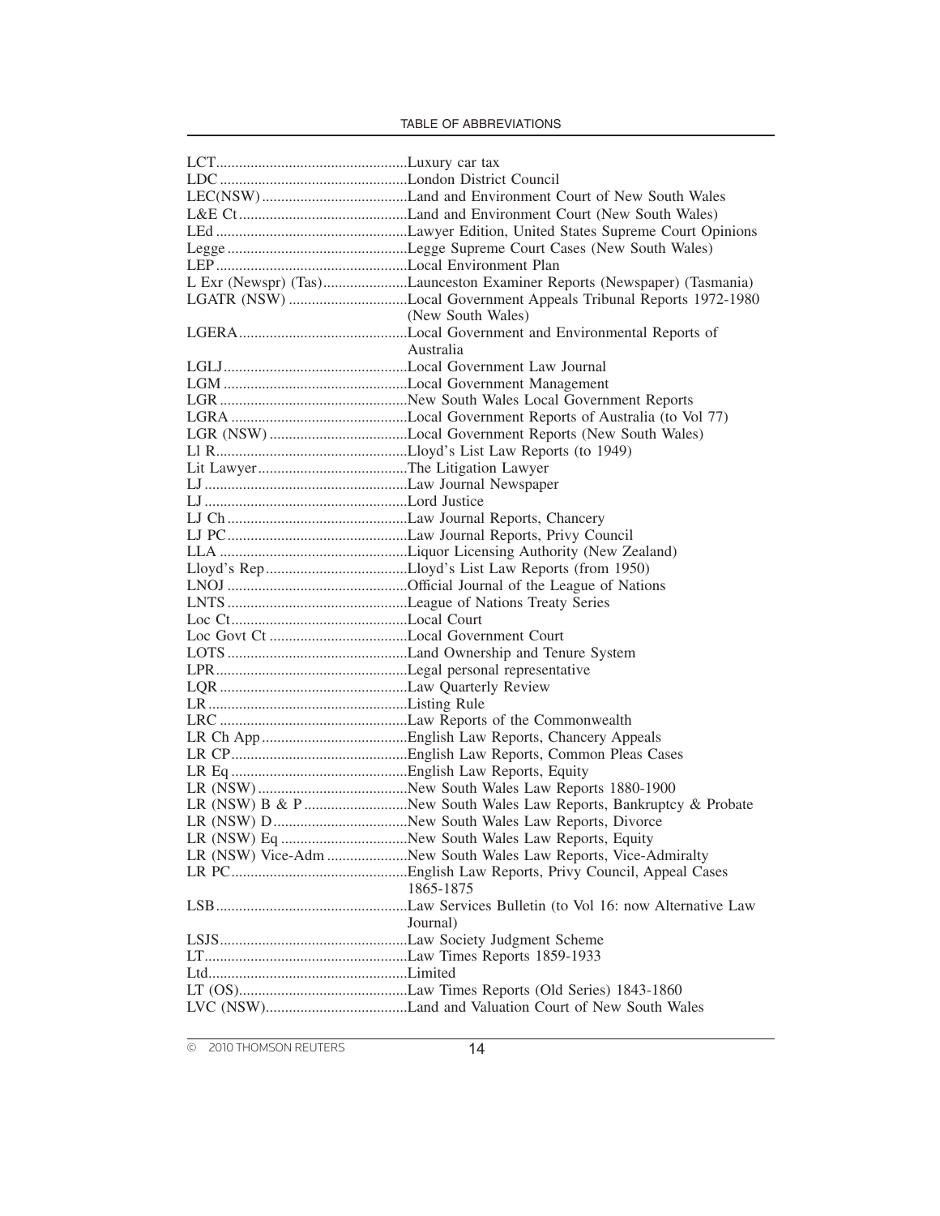| Abbreviation | Meaning |
|---|---|
| LCT | Luxury car tax |
| LDC | London District Council |
| LEC(NSW) | Land and Environment Court of New South Wales |
| L&E Ct | Land and Environment Court (New South Wales) |
| LEd | Lawyer Edition, United States Supreme Court Opinions |
| Legge | Legge Supreme Court Cases (New South Wales) |
| LEP | Local Environment Plan |
| L Exr (Newspr) (Tas) | Launceston Examiner Reports (Newspaper) (Tasmania) |
| LGATR (NSW) | Local Government Appeals Tribunal Reports 1972-1980 (New South Wales) |
| LGERA | Local Government and Environmental Reports of Australia |
| LGLJ | Local Government Law Journal |
| LGM | Local Government Management |
| LGR | New South Wales Local Government Reports |
| LGRA | Local Government Reports of Australia (to Vol 77) |
| LGR (NSW) | Local Government Reports (New South Wales) |
| Ll R | Lloyd's List Law Reports (to 1949) |
| Lit Lawyer | The Litigation Lawyer |
| LJ | Law Journal Newspaper |
| LJ | Lord Justice |
| LJ Ch | Law Journal Reports, Chancery |
| LJ PC | Law Journal Reports, Privy Council |
| LLA | Liquor Licensing Authority (New Zealand) |
| Lloyd's Rep | Lloyd's List Law Reports (from 1950) |
| LNOJ | Official Journal of the League of Nations |
| LNTS | League of Nations Treaty Series |
| Loc Ct | Local Court |
| Loc Govt Ct | Local Government Court |
| LOTS | Land Ownership and Tenure System |
| LPR | Legal personal representative |
| LQR | Law Quarterly Review |
| LR | Listing Rule |
| LRC | Law Reports of the Commonwealth |
| LR Ch App | English Law Reports, Chancery Appeals |
| LR CP | English Law Reports, Common Pleas Cases |
| LR Eq | English Law Reports, Equity |
| LR (NSW) | New South Wales Law Reports 1880-1900 |
| LR (NSW) B & P | New South Wales Law Reports, Bankruptcy & Probate |
| LR (NSW) D | New South Wales Law Reports, Divorce |
| LR (NSW) Eq | New South Wales Law Reports, Equity |
| LR (NSW) Vice-Adm | New South Wales Law Reports, Vice-Admiralty |
| LR PC | English Law Reports, Privy Council, Appeal Cases 1865-1875 |
| LSB | Law Services Bulletin (to Vol 16: now Alternative Law Journal) |
| LSJS | Law Society Judgment Scheme |
| LT | Law Times Reports 1859-1933 |
| Ltd | Limited |
| LT (OS) | Law Times Reports (Old Series) 1843-1860 |
| LVC (NSW) | Land and Valuation Court of New South Wales |

© 2010 THOMSON REUTERS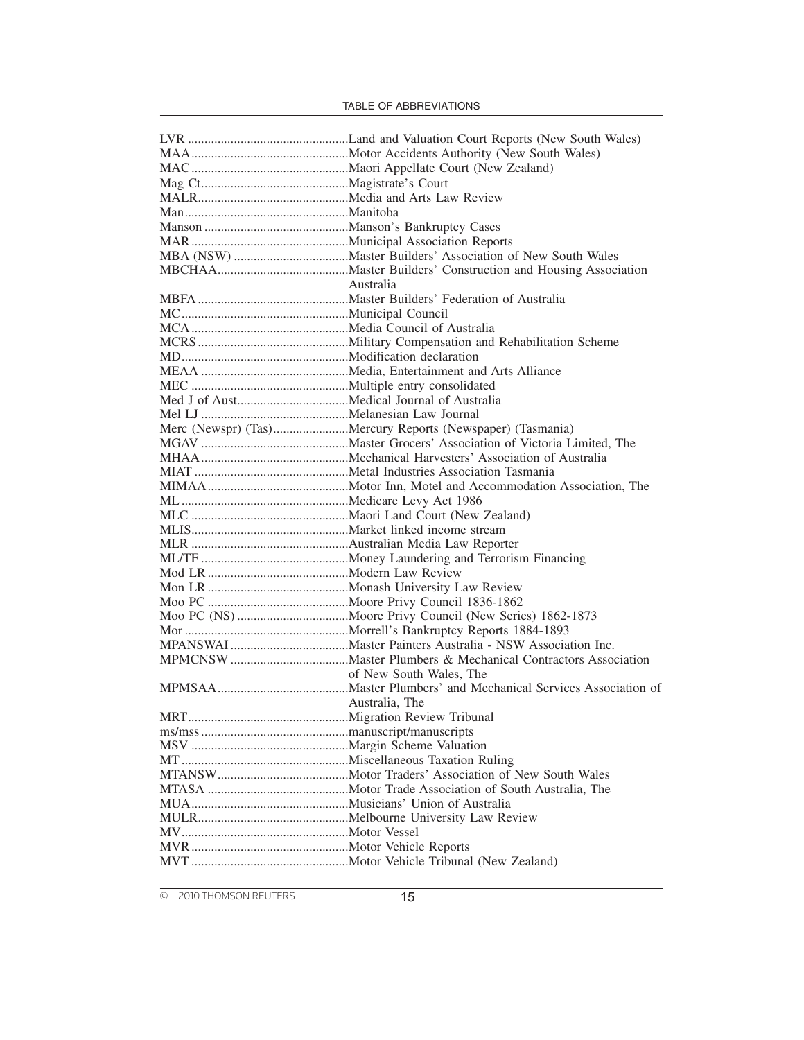| Abbreviation | Meaning |
|---|---|
| LVR | Land and Valuation Court Reports (New South Wales) |
| MAA | Motor Accidents Authority (New South Wales) |
| MAC | Maori Appellate Court (New Zealand) |
| Mag Ct | Magistrate's Court |
| MALR | Media and Arts Law Review |
| Man | Manitoba |
| Manson | Manson's Bankruptcy Cases |
| MAR | Municipal Association Reports |
| MBA (NSW) | Master Builders' Association of New South Wales |
| MBCHAA | Master Builders' Construction and Housing Association Australia |
| MBFA | Master Builders' Federation of Australia |
| MC | Municipal Council |
| MCA | Media Council of Australia |
| MCRS | Military Compensation and Rehabilitation Scheme |
| MD | Modification declaration |
| MEAA | Media, Entertainment and Arts Alliance |
| MEC | Multiple entry consolidated |
| Med J of Aust | Medical Journal of Australia |
| Mel LJ | Melanesian Law Journal |
| Merc (Newspr) (Tas) | Mercury Reports (Newspaper) (Tasmania) |
| MGAV | Master Grocers' Association of Victoria Limited, The |
| MHAA | Mechanical Harvesters' Association of Australia |
| MIAT | Metal Industries Association Tasmania |
| MIMAA | Motor Inn, Motel and Accommodation Association, The |
| ML | Medicare Levy Act 1986 |
| MLC | Maori Land Court (New Zealand) |
| MLIS | Market linked income stream |
| MLR | Australian Media Law Reporter |
| ML/TF | Money Laundering and Terrorism Financing |
| Mod LR | Modern Law Review |
| Mon LR | Monash University Law Review |
| Moo PC | Moore Privy Council 1836-1862 |
| Moo PC (NS) | Moore Privy Council (New Series) 1862-1873 |
| Mor | Morrell's Bankruptcy Reports 1884-1893 |
| MPANSWAI | Master Painters Australia - NSW Association Inc. |
| MPMCNSW | Master Plumbers & Mechanical Contractors Association of New South Wales, The |
| MPMSAA | Master Plumbers' and Mechanical Services Association of Australia, The |
| MRT | Migration Review Tribunal |
| ms/mss | manuscript/manuscripts |
| MSV | Margin Scheme Valuation |
| MT | Miscellaneous Taxation Ruling |
| MTANSW | Motor Traders' Association of New South Wales |
| MTASA | Motor Trade Association of South Australia, The |
| MUA | Musicians' Union of Australia |
| MULR | Melbourne University Law Review |
| MV | Motor Vessel |
| MVR | Motor Vehicle Reports |
| MVT | Motor Vehicle Tribunal (New Zealand) |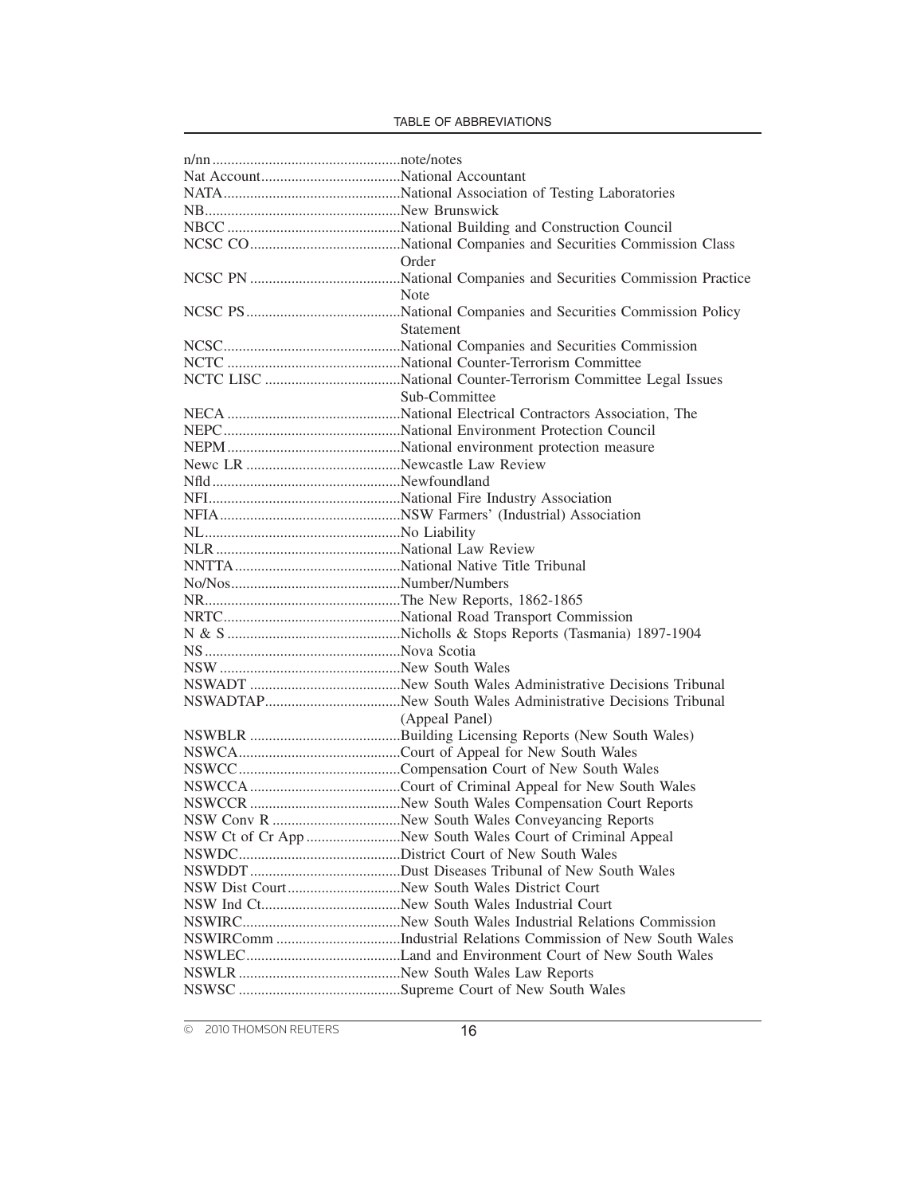| Abbreviation | Meaning |
|---|---|
| n/nn | note/notes |
| Nat Account | National Accountant |
| NATA | National Association of Testing Laboratories |
| NB | New Brunswick |
| NBCC | National Building and Construction Council |
| NCSC CO | National Companies and Securities Commission Class Order |
| NCSC PN | National Companies and Securities Commission Practice Note |
| NCSC PS | National Companies and Securities Commission Policy Statement |
| NCSC | National Companies and Securities Commission |
| NCTC | National Counter-Terrorism Committee |
| NCTC LISC | National Counter-Terrorism Committee Legal Issues Sub-Committee |
| NECA | National Electrical Contractors Association, The |
| NEPC | National Environment Protection Council |
| NEPM | National environment protection measure |
| Newc LR | Newcastle Law Review |
| Nfld | Newfoundland |
| NFI | National Fire Industry Association |
| NFIA | NSW Farmers' (Industrial) Association |
| NL | No Liability |
| NLR | National Law Review |
| NNTTA | National Native Title Tribunal |
| No/Nos | Number/Numbers |
| NR | The New Reports, 1862-1865 |
| NRTC | National Road Transport Commission |
| N & S | Nicholls & Stops Reports (Tasmania) 1897-1904 |
| NS | Nova Scotia |
| NSW | New South Wales |
| NSWADT | New South Wales Administrative Decisions Tribunal |
| NSWADTAP | New South Wales Administrative Decisions Tribunal (Appeal Panel) |
| NSWBLR | Building Licensing Reports (New South Wales) |
| NSWCA | Court of Appeal for New South Wales |
| NSWCC | Compensation Court of New South Wales |
| NSWCCA | Court of Criminal Appeal for New South Wales |
| NSWCCR | New South Wales Compensation Court Reports |
| NSW Conv R | New South Wales Conveyancing Reports |
| NSW Ct of Cr App | New South Wales Court of Criminal Appeal |
| NSWDC | District Court of New South Wales |
| NSWDDT | Dust Diseases Tribunal of New South Wales |
| NSW Dist Court | New South Wales District Court |
| NSW Ind Ct | New South Wales Industrial Court |
| NSWIRC | New South Wales Industrial Relations Commission |
| NSWIRComm | Industrial Relations Commission of New South Wales |
| NSWLEC | Land and Environment Court of New South Wales |
| NSWLR | New South Wales Law Reports |
| NSWSC | Supreme Court of New South Wales |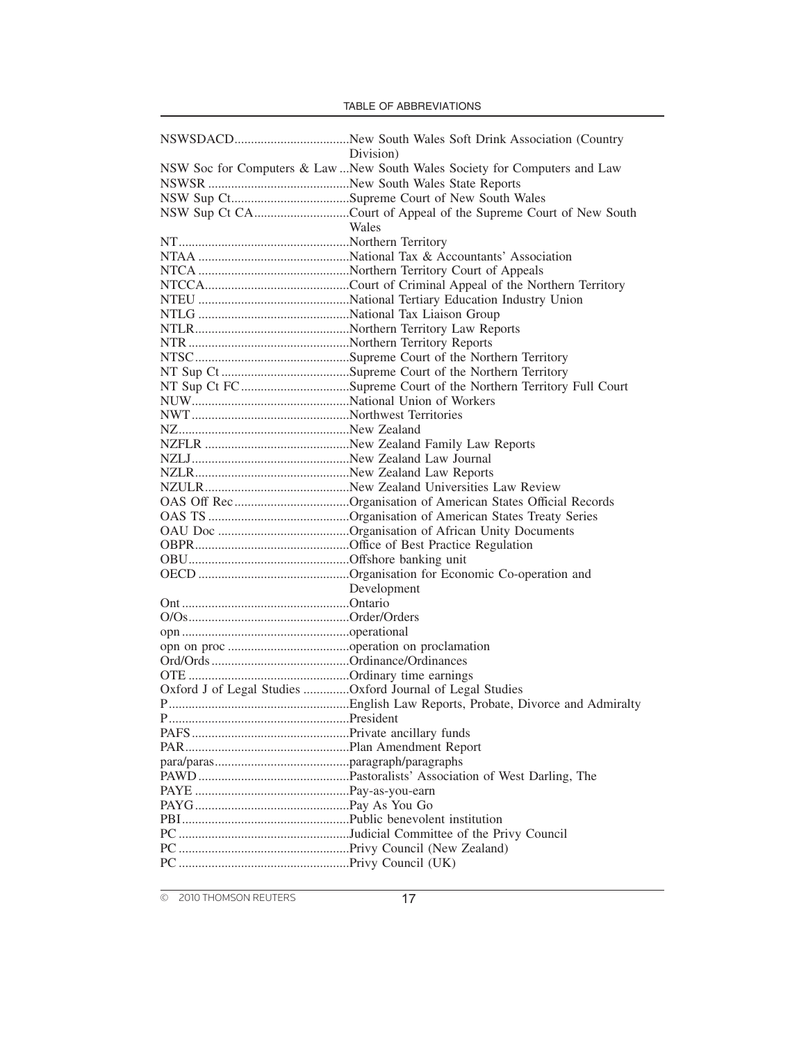| Abbreviation | Meaning |
|---|---|
| NSWSDACD | New South Wales Soft Drink Association (Country Division) |
| NSW Soc for Computers & Law | New South Wales Society for Computers and Law |
| NSWSR | New South Wales State Reports |
| NSW Sup Ct | Supreme Court of New South Wales |
| NSW Sup Ct CA | Court of Appeal of the Supreme Court of New South Wales |
| NT | Northern Territory |
| NTAA | National Tax & Accountants' Association |
| NTCA | Northern Territory Court of Appeals |
| NTCCA | Court of Criminal Appeal of the Northern Territory |
| NTEU | National Tertiary Education Industry Union |
| NTLG | National Tax Liaison Group |
| NTLR | Northern Territory Law Reports |
| NTR | Northern Territory Reports |
| NTSC | Supreme Court of the Northern Territory |
| NT Sup Ct | Supreme Court of the Northern Territory |
| NT Sup Ct FC | Supreme Court of the Northern Territory Full Court |
| NUW | National Union of Workers |
| NWT | Northwest Territories |
| NZ | New Zealand |
| NZFLR | New Zealand Family Law Reports |
| NZLJ | New Zealand Law Journal |
| NZLR | New Zealand Law Reports |
| NZULR | New Zealand Universities Law Review |
| OAS Off Rec | Organisation of American States Official Records |
| OAS TS | Organisation of American States Treaty Series |
| OAU Doc | Organisation of African Unity Documents |
| OBPR | Office of Best Practice Regulation |
| OBU | Offshore banking unit |
| OECD | Organisation for Economic Co-operation and Development |
| Ont | Ontario |
| O/Os | Order/Orders |
| opn | operational |
| opn on proc | operation on proclamation |
| Ord/Ords | Ordinance/Ordinances |
| OTE | Ordinary time earnings |
| Oxford J of Legal Studies | Oxford Journal of Legal Studies |
| P | English Law Reports, Probate, Divorce and Admiralty |
| P | President |
| PAFS | Private ancillary funds |
| PAR | Plan Amendment Report |
| para/paras | paragraph/paragraphs |
| PAWD | Pastoralists' Association of West Darling, The |
| PAYE | Pay-as-you-earn |
| PAYG | Pay As You Go |
| PBI | Public benevolent institution |
| PC | Judicial Committee of the Privy Council |
| PC | Privy Council (New Zealand) |
| PC | Privy Council (UK) |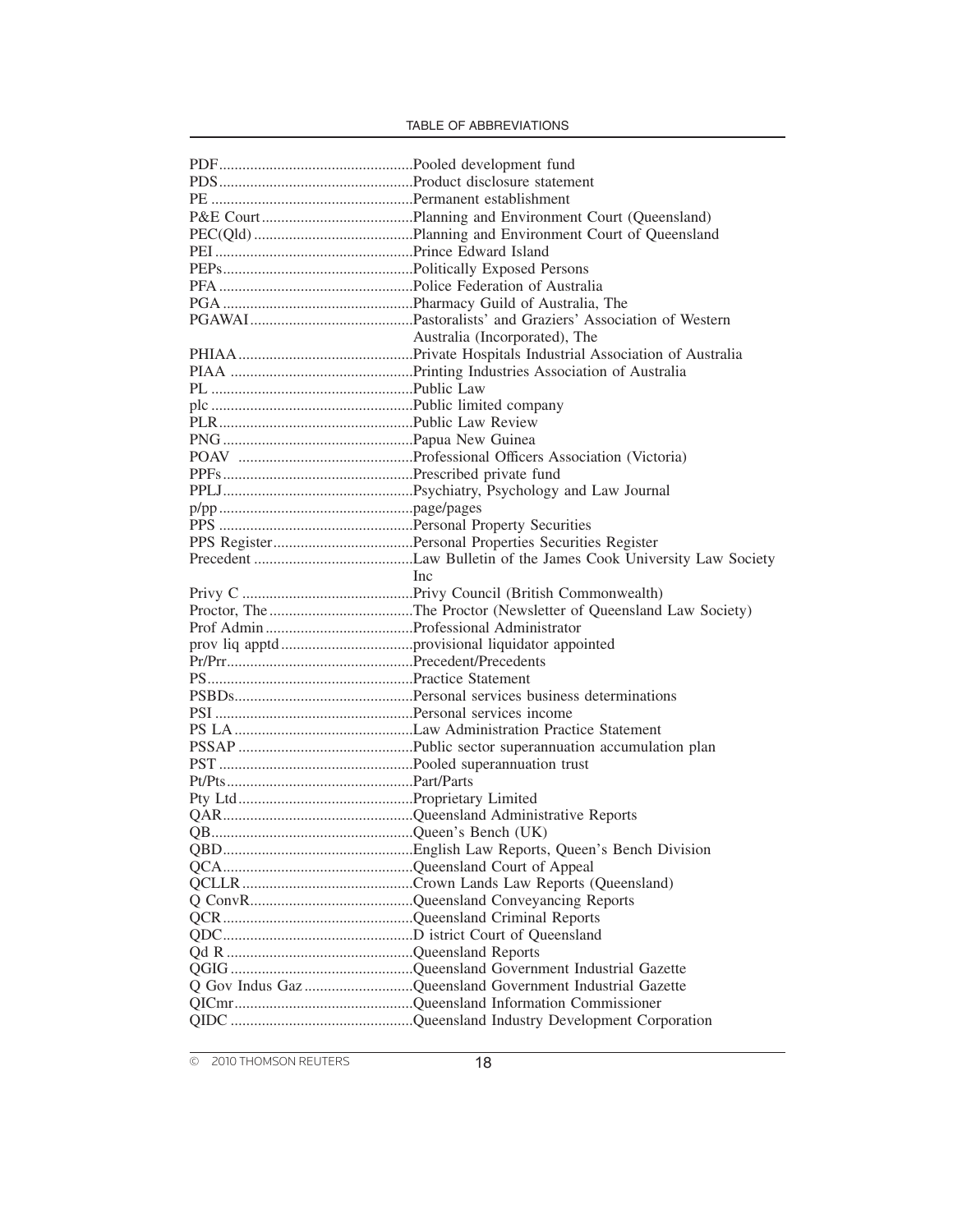| Abbreviation | Meaning |
| --- | --- |
| PDF | Pooled development fund |
| PDS | Product disclosure statement |
| PE | Permanent establishment |
| P&E Court | Planning and Environment Court (Queensland) |
| PEC(Qld) | Planning and Environment Court of Queensland |
| PEI | Prince Edward Island |
| PEPs | Politically Exposed Persons |
| PFA | Police Federation of Australia |
| PGA | Pharmacy Guild of Australia, The |
| PGAWAI | Pastoralists' and Graziers' Association of Western Australia (Incorporated), The |
| PHIAA | Private Hospitals Industrial Association of Australia |
| PIAA | Printing Industries Association of Australia |
| PL | Public Law |
| plc | Public limited company |
| PLR | Public Law Review |
| PNG | Papua New Guinea |
| POAV | Professional Officers Association (Victoria) |
| PPFs | Prescribed private fund |
| PPLJ | Psychiatry, Psychology and Law Journal |
| p/pp | page/pages |
| PPS | Personal Property Securities |
| PPS Register | Personal Properties Securities Register |
| Precedent | Law Bulletin of the James Cook University Law Society Inc |
| Privy C | Privy Council (British Commonwealth) |
| Proctor, The | The Proctor (Newsletter of Queensland Law Society) |
| Prof Admin | Professional Administrator |
| prov liq apptd | provisional liquidator appointed |
| Pr/Prr | Precedent/Precedents |
| PS | Practice Statement |
| PSBDs | Personal services business determinations |
| PSI | Personal services income |
| PS LA | Law Administration Practice Statement |
| PSSAP | Public sector superannuation accumulation plan |
| PST | Pooled superannuation trust |
| Pt/Pts | Part/Parts |
| Pty Ltd | Proprietary Limited |
| QAR | Queensland Administrative Reports |
| QB | Queen's Bench (UK) |
| QBD | English Law Reports, Queen's Bench Division |
| QCA | Queensland Court of Appeal |
| QCLLR | Crown Lands Law Reports (Queensland) |
| Q ConvR | Queensland Conveyancing Reports |
| QCR | Queensland Criminal Reports |
| QDC | D istrict Court of Queensland |
| Qd R | Queensland Reports |
| QGIG | Queensland Government Industrial Gazette |
| Q Gov Indus Gaz | Queensland Government Industrial Gazette |
| QICmr | Queensland Information Commissioner |
| QIDC | Queensland Industry Development Corporation |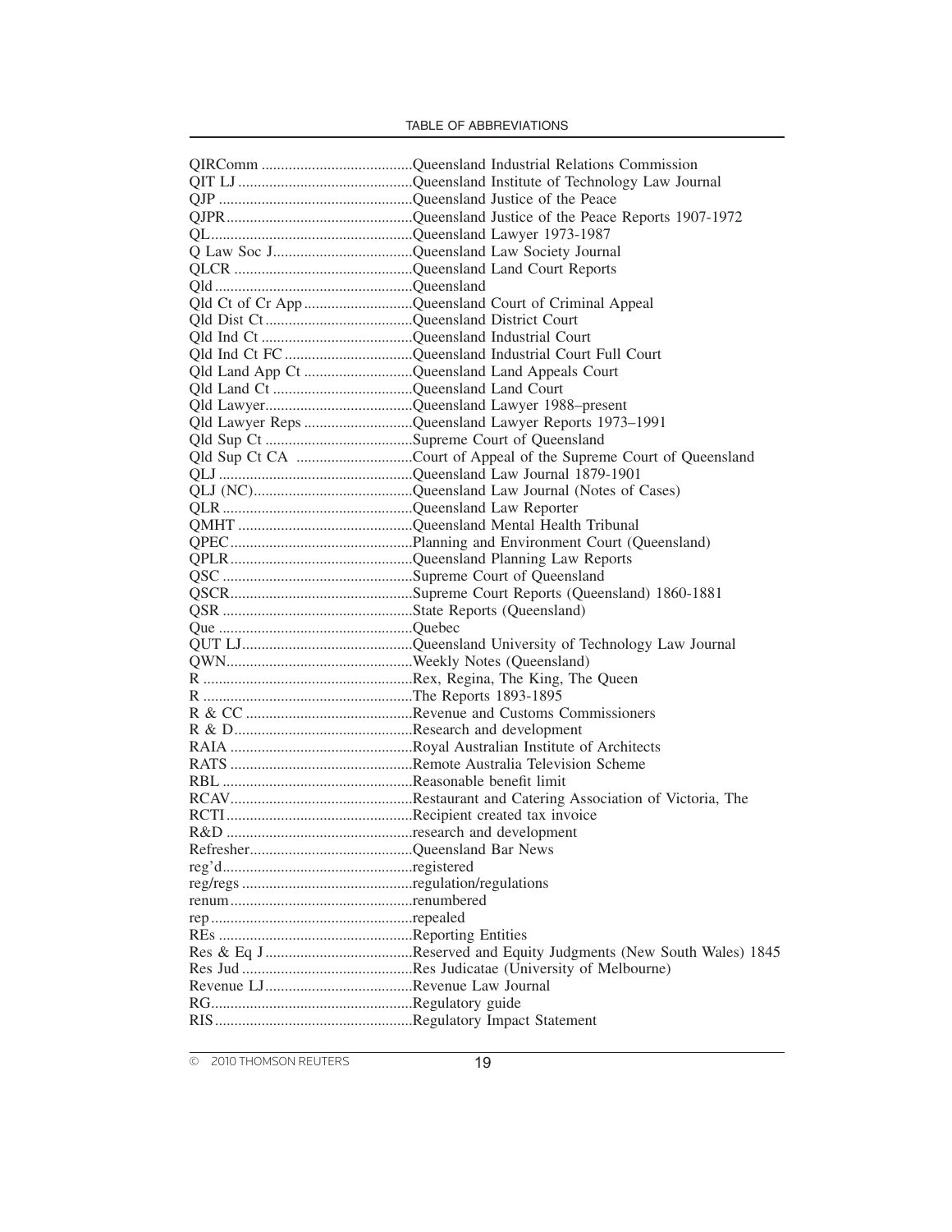| Abbreviation | Meaning |
| --- | --- |
| QIRComm | Queensland Industrial Relations Commission |
| QIT LJ | Queensland Institute of Technology Law Journal |
| QJP | Queensland Justice of the Peace |
| QJPR | Queensland Justice of the Peace Reports 1907-1972 |
| QL | Queensland Lawyer 1973-1987 |
| Q Law Soc J | Queensland Law Society Journal |
| QLCR | Queensland Land Court Reports |
| Qld | Queensland |
| Qld Ct of Cr App | Queensland Court of Criminal Appeal |
| Qld Dist Ct | Queensland District Court |
| Qld Ind Ct | Queensland Industrial Court |
| Qld Ind Ct FC | Queensland Industrial Court Full Court |
| Qld Land App Ct | Queensland Land Appeals Court |
| Qld Land Ct | Queensland Land Court |
| Qld Lawyer | Queensland Lawyer 1988–present |
| Qld Lawyer Reps | Queensland Lawyer Reports 1973–1991 |
| Qld Sup Ct | Supreme Court of Queensland |
| Qld Sup Ct CA | Court of Appeal of the Supreme Court of Queensland |
| QLJ | Queensland Law Journal 1879-1901 |
| QLJ (NC) | Queensland Law Journal (Notes of Cases) |
| QLR | Queensland Law Reporter |
| QMHT | Queensland Mental Health Tribunal |
| QPEC | Planning and Environment Court (Queensland) |
| QPLR | Queensland Planning Law Reports |
| QSC | Supreme Court of Queensland |
| QSCR | Supreme Court Reports (Queensland) 1860-1881 |
| QSR | State Reports (Queensland) |
| Que | Quebec |
| QUT LJ | Queensland University of Technology Law Journal |
| QWN | Weekly Notes (Queensland) |
| R | Rex, Regina, The King, The Queen |
| R | The Reports 1893-1895 |
| R & CC | Revenue and Customs Commissioners |
| R & D | Research and development |
| RAIA | Royal Australian Institute of Architects |
| RATS | Remote Australia Television Scheme |
| RBL | Reasonable benefit limit |
| RCAV | Restaurant and Catering Association of Victoria, The |
| RCTI | Recipient created tax invoice |
| R&D | research and development |
| Refresher | Queensland Bar News |
| reg'd | registered |
| reg/regs | regulation/regulations |
| renum | renumbered |
| rep | repealed |
| REs | Reporting Entities |
| Res & Eq J | Reserved and Equity Judgments (New South Wales) 1845 |
| Res Jud | Res Judicatae (University of Melbourne) |
| Revenue LJ | Revenue Law Journal |
| RG | Regulatory guide |
| RIS | Regulatory Impact Statement |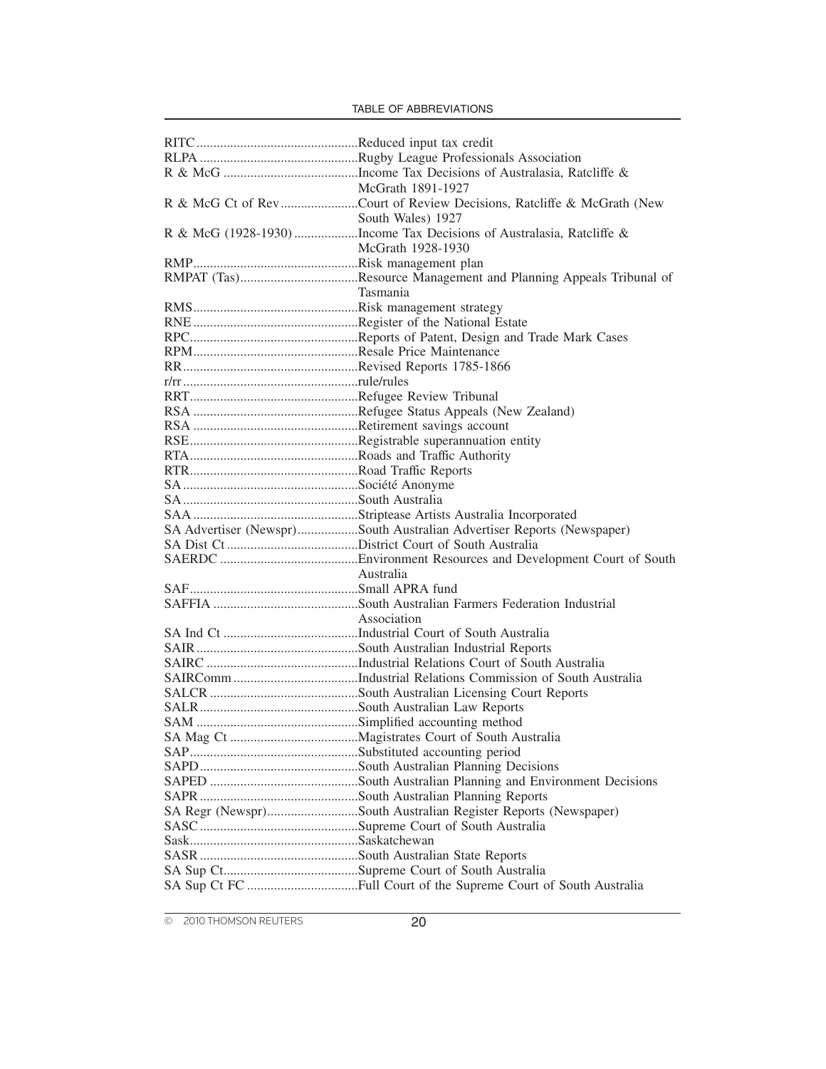| Abbreviation | Meaning |
| --- | --- |
| RITC | Reduced input tax credit |
| RLPA | Rugby League Professionals Association |
| R & McG | Income Tax Decisions of Australasia, Ratcliffe & McGrath 1891-1927 |
| R & McG Ct of Rev | Court of Review Decisions, Ratcliffe & McGrath (New South Wales) 1927 |
| R & McG (1928-1930) | Income Tax Decisions of Australasia, Ratcliffe & McGrath 1928-1930 |
| RMP | Risk management plan |
| RMPAT (Tas) | Resource Management and Planning Appeals Tribunal of Tasmania |
| RMS | Risk management strategy |
| RNE | Register of the National Estate |
| RPC | Reports of Patent, Design and Trade Mark Cases |
| RPM | Resale Price Maintenance |
| RR | Revised Reports 1785-1866 |
| r/rr | rule/rules |
| RRT | Refugee Review Tribunal |
| RSA | Refugee Status Appeals (New Zealand) |
| RSA | Retirement savings account |
| RSE | Registrable superannuation entity |
| RTA | Roads and Traffic Authority |
| RTR | Road Traffic Reports |
| SA | Société Anonyme |
| SA | South Australia |
| SAA | Striptease Artists Australia Incorporated |
| SA Advertiser (Newspr) | South Australian Advertiser Reports (Newspaper) |
| SA Dist Ct | District Court of South Australia |
| SAERDC | Environment Resources and Development Court of South Australia |
| SAF | Small APRA fund |
| SAFFIA | South Australian Farmers Federation Industrial Association |
| SA Ind Ct | Industrial Court of South Australia |
| SAIR | South Australian Industrial Reports |
| SAIRC | Industrial Relations Court of South Australia |
| SAIRComm | Industrial Relations Commission of South Australia |
| SALCR | South Australian Licensing Court Reports |
| SALR | South Australian Law Reports |
| SAM | Simplified accounting method |
| SA Mag Ct | Magistrates Court of South Australia |
| SAP | Substituted accounting period |
| SAPD | South Australian Planning Decisions |
| SAPED | South Australian Planning and Environment Decisions |
| SAPR | South Australian Planning Reports |
| SA Regr (Newspr) | South Australian Register Reports (Newspaper) |
| SASC | Supreme Court of South Australia |
| Sask | Saskatchewan |
| SASR | South Australian State Reports |
| SA Sup Ct | Supreme Court of South Australia |
| SA Sup Ct FC | Full Court of the Supreme Court of South Australia |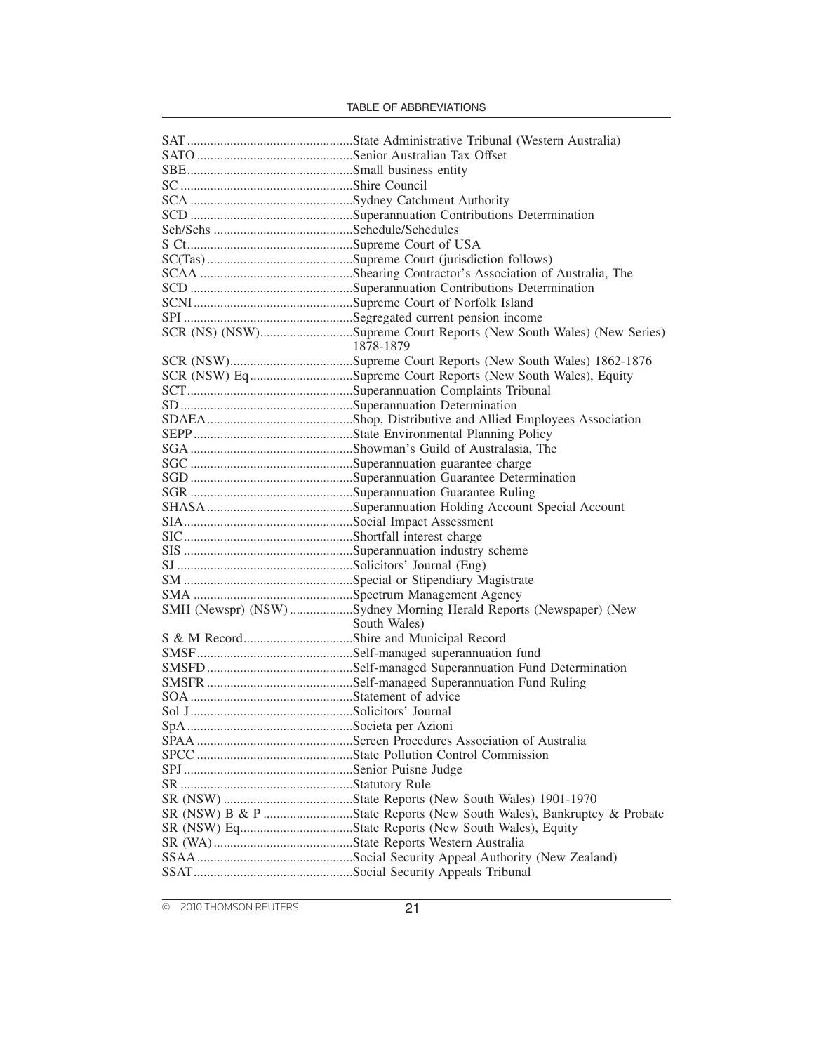| | |
|---|---|
| SAT | State Administrative Tribunal (Western Australia) |
| SATO | Senior Australian Tax Offset |
| SBE | Small business entity |
| SC | Shire Council |
| SCA | Sydney Catchment Authority |
| SCD | Superannuation Contributions Determination |
| Sch/Schs | Schedule/Schedules |
| S Ct | Supreme Court of USA |
| SC(Tas) | Supreme Court (jurisdiction follows) |
| SCAA | Shearing Contractor's Association of Australia, The |
| SCD | Superannuation Contributions Determination |
| SCNI | Supreme Court of Norfolk Island |
| SPI | Segregated current pension income |
| SCR (NS) (NSW) | Supreme Court Reports (New South Wales) (New Series) 1878-1879 |
| SCR (NSW) | Supreme Court Reports (New South Wales) 1862-1876 |
| SCR (NSW) Eq | Supreme Court Reports (New South Wales), Equity |
| SCT | Superannuation Complaints Tribunal |
| SD | Superannuation Determination |
| SDAEA | Shop, Distributive and Allied Employees Association |
| SEPP | State Environmental Planning Policy |
| SGA | Showman's Guild of Australasia, The |
| SGC | Superannuation guarantee charge |
| SGD | Superannuation Guarantee Determination |
| SGR | Superannuation Guarantee Ruling |
| SHASA | Superannuation Holding Account Special Account |
| SIA | Social Impact Assessment |
| SIC | Shortfall interest charge |
| SIS | Superannuation industry scheme |
| SJ | Solicitors' Journal (Eng) |
| SM | Special or Stipendiary Magistrate |
| SMA | Spectrum Management Agency |
| SMH (Newspr) (NSW) | Sydney Morning Herald Reports (Newspaper) (New South Wales) |
| S & M Record | Shire and Municipal Record |
| SMSF | Self-managed superannuation fund |
| SMSFD | Self-managed Superannuation Fund Determination |
| SMSFR | Self-managed Superannuation Fund Ruling |
| SOA | Statement of advice |
| Sol J | Solicitors' Journal |
| SpA | Societa per Azioni |
| SPAA | Screen Procedures Association of Australia |
| SPCC | State Pollution Control Commission |
| SPJ | Senior Puisne Judge |
| SR | Statutory Rule |
| SR (NSW) | State Reports (New South Wales) 1901-1970 |
| SR (NSW) B & P | State Reports (New South Wales), Bankruptcy & Probate |
| SR (NSW) Eq | State Reports (New South Wales), Equity |
| SR (WA) | State Reports Western Australia |
| SSAA | Social Security Appeal Authority (New Zealand) |
| SSAT | Social Security Appeals Tribunal |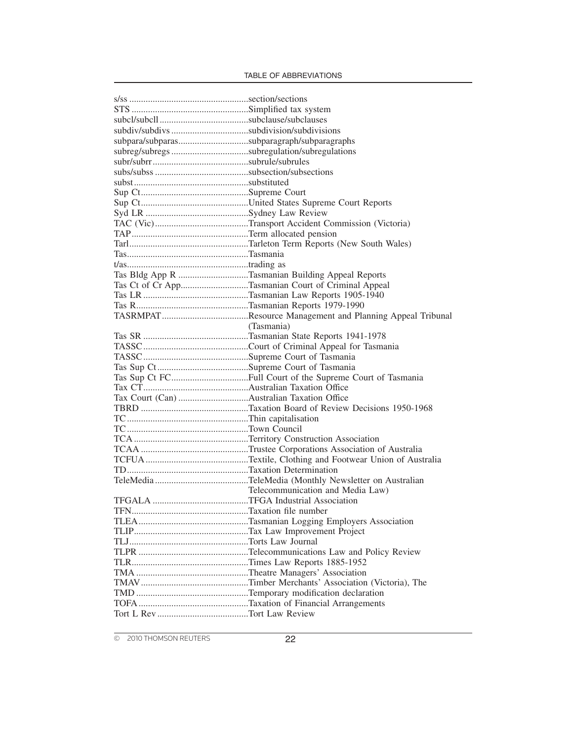| | |
|---|---|
| s/ss | section/sections |
| STS | Simplified tax system |
| subcl/subcll | subclause/subclauses |
| subdiv/subdivs | subdivision/subdivisions |
| subpara/subparas | subparagraph/subparagraphs |
| subreg/subregs | subregulation/subregulations |
| subr/subrr | subrule/subrules |
| subs/subss | subsection/subsections |
| subst | substituted |
| Sup Ct | Supreme Court |
| Sup Ct | United States Supreme Court Reports |
| Syd LR | Sydney Law Review |
| TAC (Vic) | Transport Accident Commission (Victoria) |
| TAP | Term allocated pension |
| Tarl | Tarleton Term Reports (New South Wales) |
| Tas | Tasmania |
| t/as | trading as |
| Tas Bldg App R | Tasmanian Building Appeal Reports |
| Tas Ct of Cr App | Tasmanian Court of Criminal Appeal |
| Tas LR | Tasmanian Law Reports 1905-1940 |
| Tas R | Tasmanian Reports 1979-1990 |
| TASRMPAT | Resource Management and Planning Appeal Tribunal (Tasmania) |
| Tas SR | Tasmanian State Reports 1941-1978 |
| TASSC | Court of Criminal Appeal for Tasmania |
| TASSC | Supreme Court of Tasmania |
| Tas Sup Ct | Supreme Court of Tasmania |
| Tas Sup Ct FC | Full Court of the Supreme Court of Tasmania |
| Tax CT | Australian Taxation Office |
| Tax Court (Can) | Australian Taxation Office |
| TBRD | Taxation Board of Review Decisions 1950-1968 |
| TC | Thin capitalisation |
| TC | Town Council |
| TCA | Territory Construction Association |
| TCAA | Trustee Corporations Association of Australia |
| TCFUA | Textile, Clothing and Footwear Union of Australia |
| TD | Taxation Determination |
| TeleMedia | TeleMedia (Monthly Newsletter on Australian Telecommunication and Media Law) |
| TFGALA | TFGA Industrial Association |
| TFN | Taxation file number |
| TLEA | Tasmanian Logging Employers Association |
| TLIP | Tax Law Improvement Project |
| TLJ | Torts Law Journal |
| TLPR | Telecommunications Law and Policy Review |
| TLR | Times Law Reports 1885-1952 |
| TMA | Theatre Managers' Association |
| TMAV | Timber Merchants' Association (Victoria), The |
| TMD | Temporary modification declaration |
| TOFA | Taxation of Financial Arrangements |
| Tort L Rev | Tort Law Review |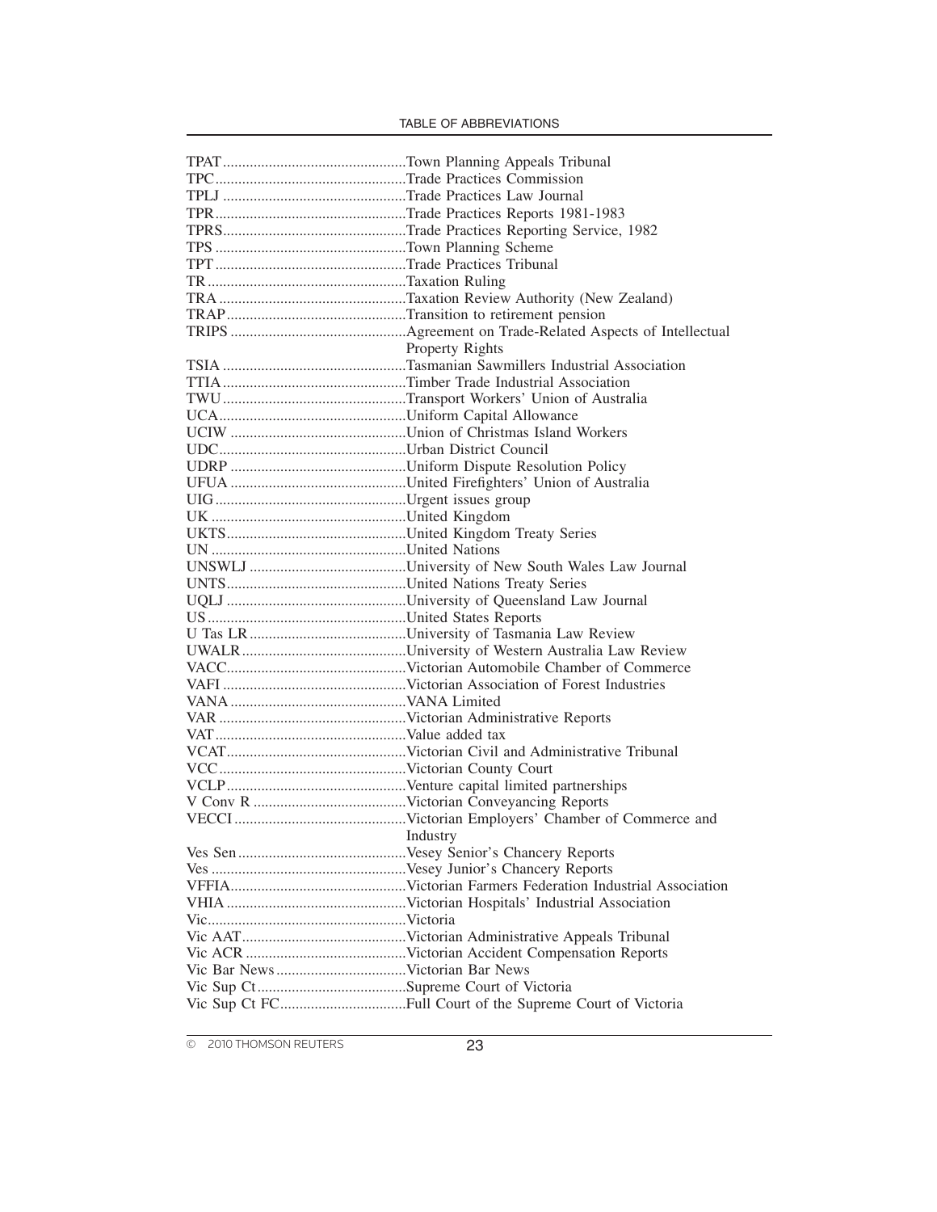| | |
|---|---|
| TPAT | Town Planning Appeals Tribunal |
| TPC | Trade Practices Commission |
| TPLJ | Trade Practices Law Journal |
| TPR | Trade Practices Reports 1981-1983 |
| TPRS | Trade Practices Reporting Service, 1982 |
| TPS | Town Planning Scheme |
| TPT | Trade Practices Tribunal |
| TR | Taxation Ruling |
| TRA | Taxation Review Authority (New Zealand) |
| TRAP | Transition to retirement pension |
| TRIPS | Agreement on Trade-Related Aspects of Intellectual Property Rights |
| TSIA | Tasmanian Sawmillers Industrial Association |
| TTIA | Timber Trade Industrial Association |
| TWU | Transport Workers' Union of Australia |
| UCA | Uniform Capital Allowance |
| UCIW | Union of Christmas Island Workers |
| UDC | Urban District Council |
| UDRP | Uniform Dispute Resolution Policy |
| UFUA | United Firefighters' Union of Australia |
| UIG | Urgent issues group |
| UK | United Kingdom |
| UKTS | United Kingdom Treaty Series |
| UN | United Nations |
| UNSWLJ | University of New South Wales Law Journal |
| UNTS | United Nations Treaty Series |
| UQLJ | University of Queensland Law Journal |
| US | United States Reports |
| U Tas LR | University of Tasmania Law Review |
| UWALR | University of Western Australia Law Review |
| VACC | Victorian Automobile Chamber of Commerce |
| VAFI | Victorian Association of Forest Industries |
| VANA | VANA Limited |
| VAR | Victorian Administrative Reports |
| VAT | Value added tax |
| VCAT | Victorian Civil and Administrative Tribunal |
| VCC | Victorian County Court |
| VCLP | Venture capital limited partnerships |
| V Conv R | Victorian Conveyancing Reports |
| VECCI | Victorian Employers' Chamber of Commerce and Industry |
| Ves Sen | Vesey Senior's Chancery Reports |
| Ves | Vesey Junior's Chancery Reports |
| VFFIA | Victorian Farmers Federation Industrial Association |
| VHIA | Victorian Hospitals' Industrial Association |
| Vic | Victoria |
| Vic AAT | Victorian Administrative Appeals Tribunal |
| Vic ACR | Victorian Accident Compensation Reports |
| Vic Bar News | Victorian Bar News |
| Vic Sup Ct | Supreme Court of Victoria |
| Vic Sup Ct FC | Full Court of the Supreme Court of Victoria |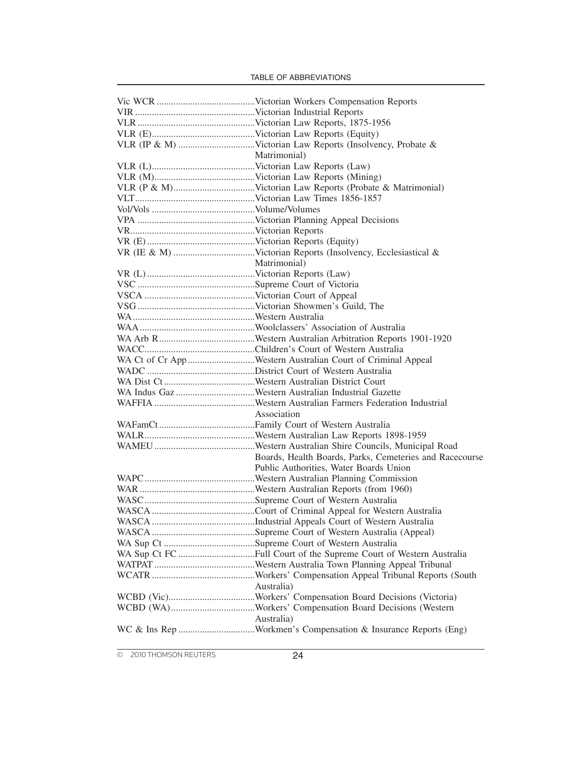| Abbreviation | Meaning |
|---|---|
| Vic WCR | Victorian Workers Compensation Reports |
| VIR | Victorian Industrial Reports |
| VLR | Victorian Law Reports, 1875-1956 |
| VLR (E) | Victorian Law Reports (Equity) |
| VLR (IP & M) | Victorian Law Reports (Insolvency, Probate & Matrimonial) |
| VLR (L) | Victorian Law Reports (Law) |
| VLR (M) | Victorian Law Reports (Mining) |
| VLR (P & M) | Victorian Law Reports (Probate & Matrimonial) |
| VLT | Victorian Law Times 1856-1857 |
| Vol/Vols | Volume/Volumes |
| VPA | Victorian Planning Appeal Decisions |
| VR | Victorian Reports |
| VR (E) | Victorian Reports (Equity) |
| VR (IE & M) | Victorian Reports (Insolvency, Ecclesiastical & Matrimonial) |
| VR (L) | Victorian Reports (Law) |
| VSC | Supreme Court of Victoria |
| VSCA | Victorian Court of Appeal |
| VSG | Victorian Showmen's Guild, The |
| WA | Western Australia |
| WAA | Woolclassers' Association of Australia |
| WA Arb R | Western Australian Arbitration Reports 1901-1920 |
| WACC | Children's Court of Western Australia |
| WA Ct of Cr App | Western Australian Court of Criminal Appeal |
| WADC | District Court of Western Australia |
| WA Dist Ct | Western Australian District Court |
| WA Indus Gaz | Western Australian Industrial Gazette |
| WAFFIA | Western Australian Farmers Federation Industrial Association |
| WAFamCt | Family Court of Western Australia |
| WALR | Western Australian Law Reports 1898-1959 |
| WAMEU | Western Australian Shire Councils, Municipal Road Boards, Health Boards, Parks, Cemeteries and Racecourse Public Authorities, Water Boards Union |
| WAPC | Western Australian Planning Commission |
| WAR | Western Australian Reports (from 1960) |
| WASC | Supreme Court of Western Australia |
| WASCA | Court of Criminal Appeal for Western Australia |
| WASCA | Industrial Appeals Court of Western Australia |
| WASCA | Supreme Court of Western Australia (Appeal) |
| WA Sup Ct | Supreme Court of Western Australia |
| WA Sup Ct FC | Full Court of the Supreme Court of Western Australia |
| WATPAT | Western Australia Town Planning Appeal Tribunal |
| WCATR | Workers' Compensation Appeal Tribunal Reports (South Australia) |
| WCBD (Vic) | Workers' Compensation Board Decisions (Victoria) |
| WCBD (WA) | Workers' Compensation Board Decisions (Western Australia) |
| WC & Ins Rep | Workmen's Compensation & Insurance Reports (Eng) |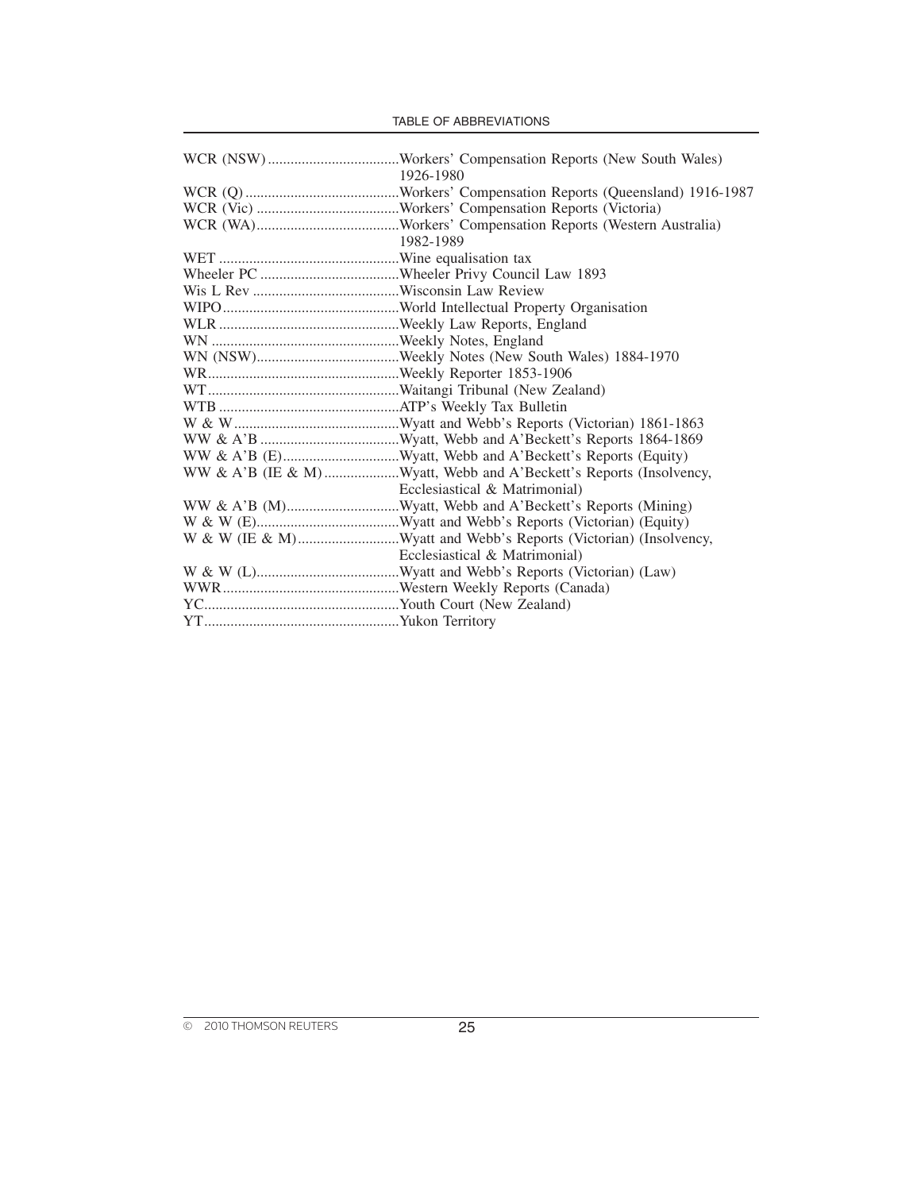| Abbreviation | Meaning |
|---|---|
| WCR (NSW) | Workers' Compensation Reports (New South Wales) 1926-1980 |
| WCR (Q) | Workers' Compensation Reports (Queensland) 1916-1987 |
| WCR (Vic) | Workers' Compensation Reports (Victoria) |
| WCR (WA) | Workers' Compensation Reports (Western Australia) 1982-1989 |
| WET | Wine equalisation tax |
| Wheeler PC | Wheeler Privy Council Law 1893 |
| Wis L Rev | Wisconsin Law Review |
| WIPO | World Intellectual Property Organisation |
| WLR | Weekly Law Reports, England |
| WN | Weekly Notes, England |
| WN (NSW) | Weekly Notes (New South Wales) 1884-1970 |
| WR | Weekly Reporter 1853-1906 |
| WT | Waitangi Tribunal (New Zealand) |
| WTB | ATP's Weekly Tax Bulletin |
| W & W | Wyatt and Webb's Reports (Victorian) 1861-1863 |
| WW & A'B | Wyatt, Webb and A'Beckett's Reports 1864-1869 |
| WW & A'B (E) | Wyatt, Webb and A'Beckett's Reports (Equity) |
| WW & A'B (IE & M) | Wyatt, Webb and A'Beckett's Reports (Insolvency, Ecclesiastical & Matrimonial) |
| WW & A'B (M) | Wyatt, Webb and A'Beckett's Reports (Mining) |
| W & W (E) | Wyatt and Webb's Reports (Victorian) (Equity) |
| W & W (IE & M) | Wyatt and Webb's Reports (Victorian) (Insolvency, Ecclesiastical & Matrimonial) |
| W & W (L) | Wyatt and Webb's Reports (Victorian) (Law) |
| WWR | Western Weekly Reports (Canada) |
| YC | Youth Court (New Zealand) |
| YT | Yukon Territory |